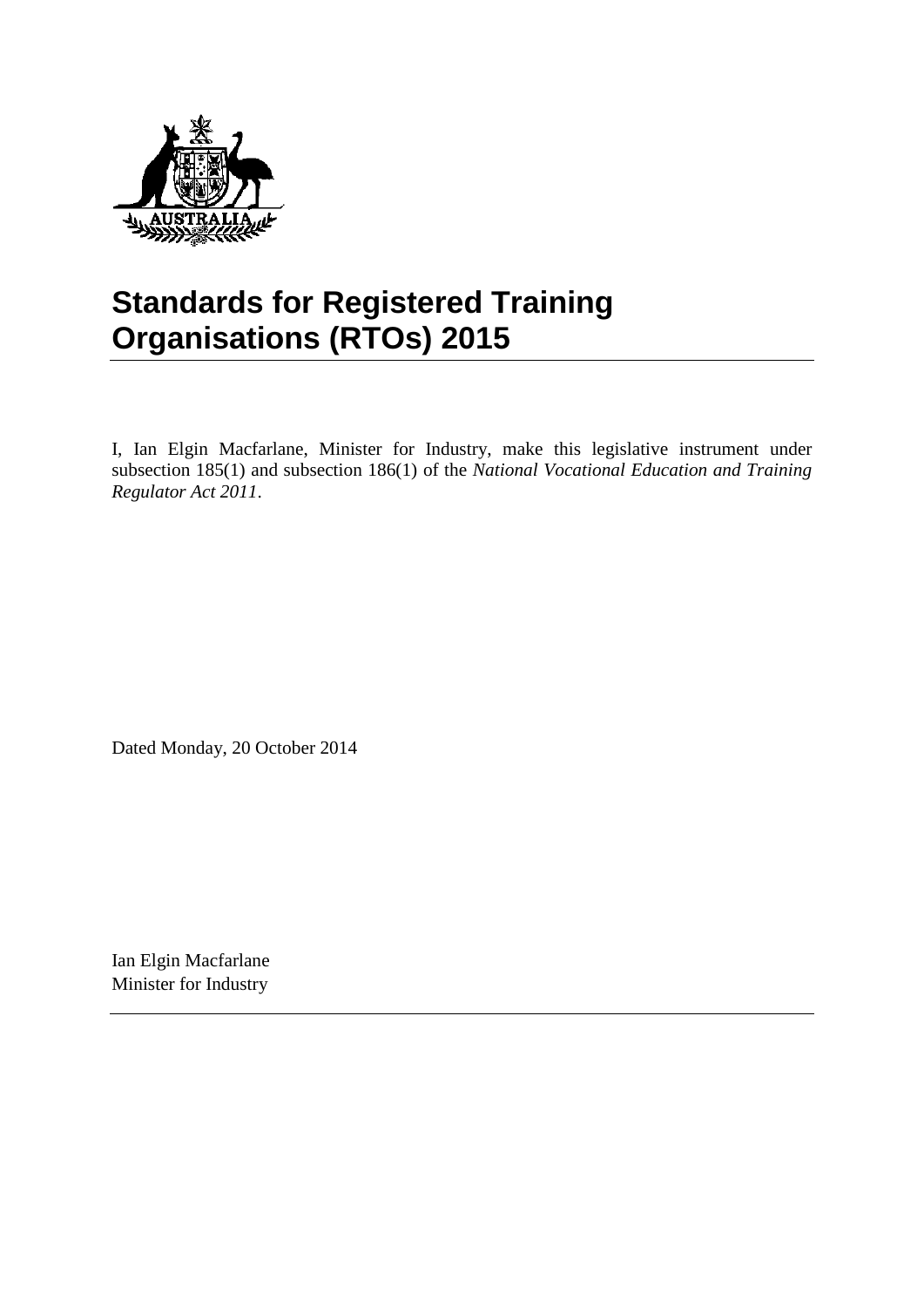# Standards for Registered Training Organisations (RTOs) 2015

I, Ian Elgin Macfarlane, Minister for Industry, make this legislative instrument under subsection 185(1) and subsection 186(1) of the *National Vocational Education and Training Regulator Act 2011*.

Dated Monday, 20 October 2014

Ian Elgin Macfarlane
Minister for Industry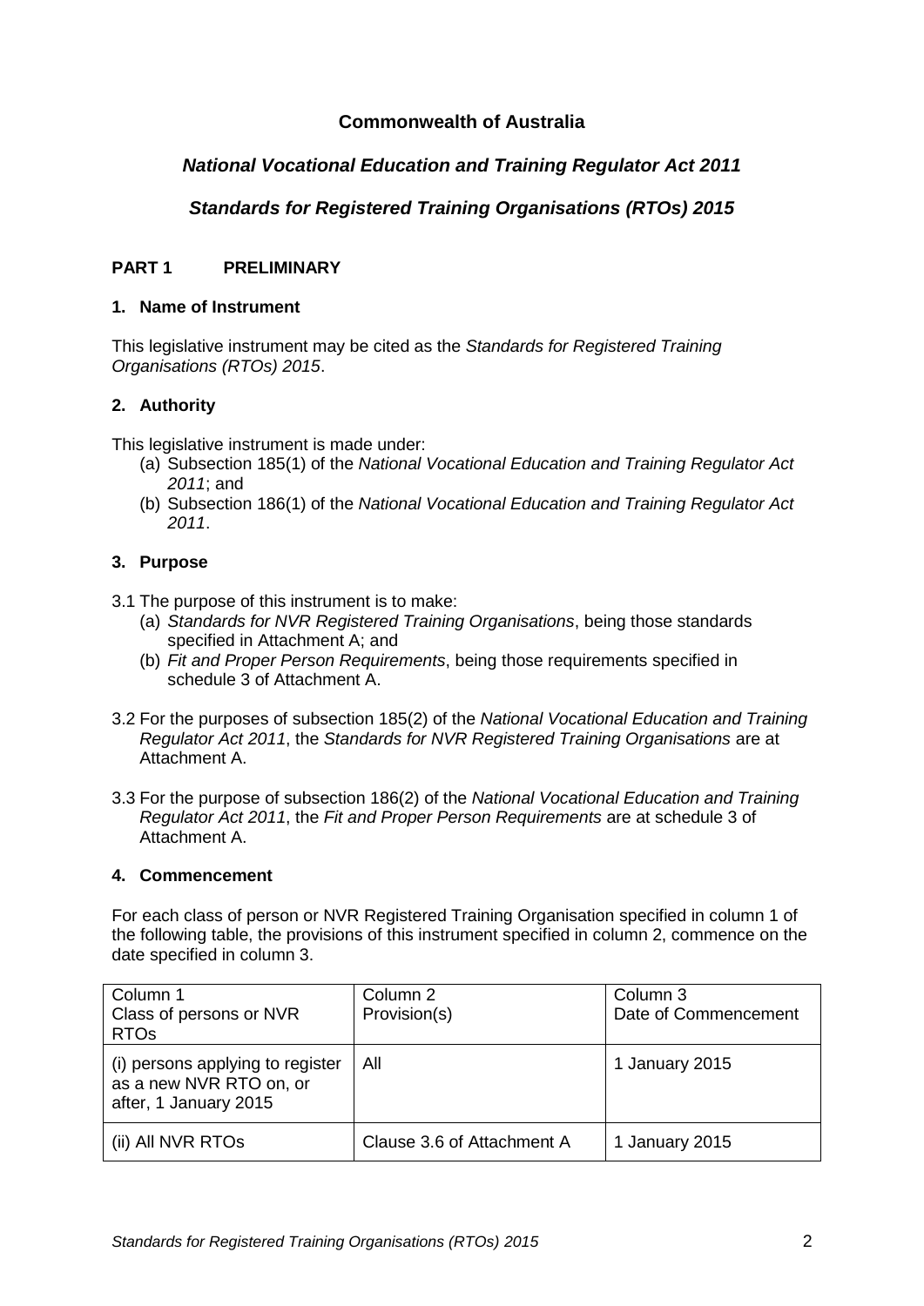**Commonwealth of Australia**

***National Vocational Education and Training Regulator Act 2011***

***Standards for Registered Training Organisations (RTOs) 2015***

## PART 1 PRELIMINARY

### 1. Name of Instrument

This legislative instrument may be cited as the *Standards for Registered Training Organisations (RTOs) 2015*.

### 2. Authority

This legislative instrument is made under:

(a) Subsection 185(1) of the *National Vocational Education and Training Regulator Act 2011*; and
(b) Subsection 186(1) of the *National Vocational Education and Training Regulator Act 2011*.

### 3. Purpose

3.1 The purpose of this instrument is to make:

(a) *Standards for NVR Registered Training Organisations*, being those standards specified in Attachment A; and
(b) *Fit and Proper Person Requirements*, being those requirements specified in schedule 3 of Attachment A.

3.2 For the purposes of subsection 185(2) of the *National Vocational Education and Training Regulator Act 2011*, the *Standards for NVR Registered Training Organisations* are at Attachment A.

3.3 For the purpose of subsection 186(2) of the *National Vocational Education and Training Regulator Act 2011*, the *Fit and Proper Person Requirements* are at schedule 3 of Attachment A.

### 4. Commencement

For each class of person or NVR Registered Training Organisation specified in column 1 of the following table, the provisions of this instrument specified in column 2, commence on the date specified in column 3.

| Column 1<br>Class of persons or NVR RTOs | Column 2<br>Provision(s) | Column 3<br>Date of Commencement |
|---|---|---|
| (i) persons applying to register as a new NVR RTO on, or after, 1 January 2015 | All | 1 January 2015 |
| (ii) All NVR RTOs | Clause 3.6 of Attachment A | 1 January 2015 |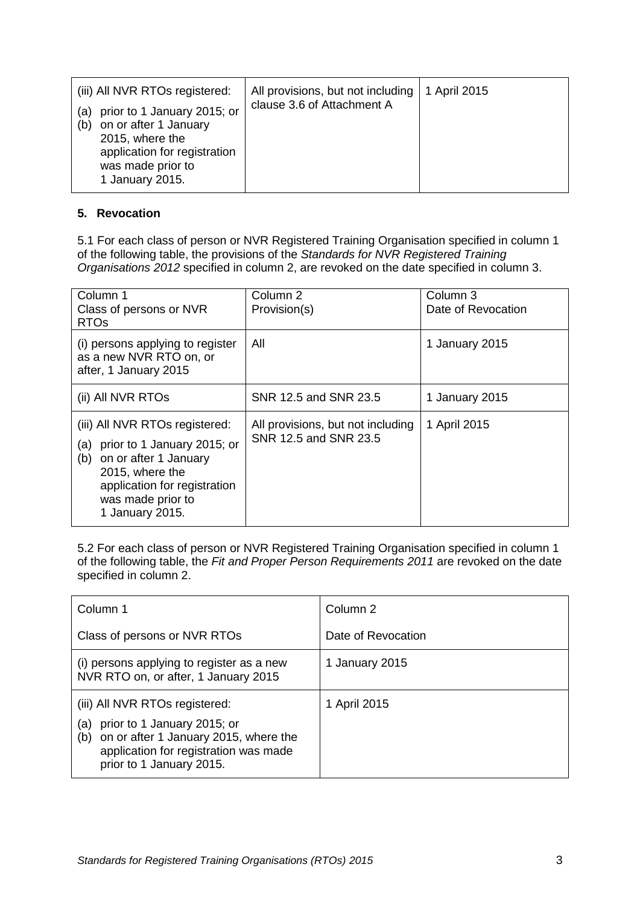| | | |
|---|---|---|
| (iii) All NVR RTOs registered:<br>(a) prior to 1 January 2015; or<br>(b) on or after 1 January 2015, where the application for registration was made prior to 1 January 2015. | All provisions, but not including clause 3.6 of Attachment A | 1 April 2015 |

**5. Revocation**

5.1 For each class of person or NVR Registered Training Organisation specified in column 1 of the following table, the provisions of the *Standards for NVR Registered Training Organisations 2012* specified in column 2, are revoked on the date specified in column 3.

| Column 1<br>Class of persons or NVR RTOs | Column 2<br>Provision(s) | Column 3<br>Date of Revocation |
|---|---|---|
| (i) persons applying to register as a new NVR RTO on, or after, 1 January 2015 | All | 1 January 2015 |
| (ii) All NVR RTOs | SNR 12.5 and SNR 23.5 | 1 January 2015 |
| (iii) All NVR RTOs registered:<br>(a) prior to 1 January 2015; or<br>(b) on or after 1 January 2015, where the application for registration was made prior to 1 January 2015. | All provisions, but not including SNR 12.5 and SNR 23.5 | 1 April 2015 |

5.2 For each class of person or NVR Registered Training Organisation specified in column 1 of the following table, the *Fit and Proper Person Requirements 2011* are revoked on the date specified in column 2.

| Column 1<br>Class of persons or NVR RTOs | Column 2<br>Date of Revocation |
|---|---|
| (i) persons applying to register as a new NVR RTO on, or after, 1 January 2015 | 1 January 2015 |
| (iii) All NVR RTOs registered:<br>(a) prior to 1 January 2015; or<br>(b) on or after 1 January 2015, where the application for registration was made prior to 1 January 2015. | 1 April 2015 |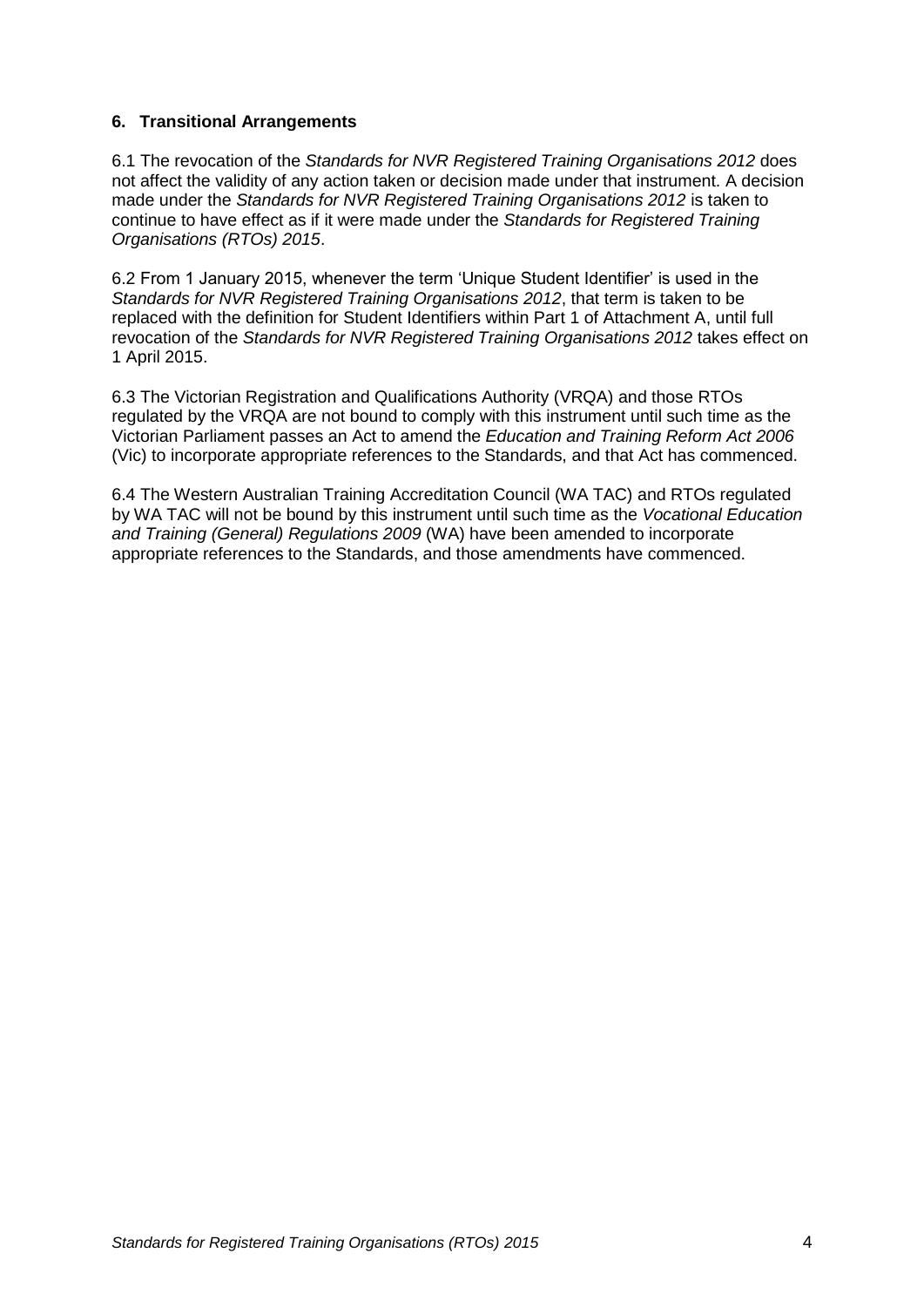## 6. Transitional Arrangements

6.1 The revocation of the *Standards for NVR Registered Training Organisations 2012* does not affect the validity of any action taken or decision made under that instrument. A decision made under the *Standards for NVR Registered Training Organisations 2012* is taken to continue to have effect as if it were made under the *Standards for Registered Training Organisations (RTOs) 2015*.

6.2 From 1 January 2015, whenever the term 'Unique Student Identifier' is used in the *Standards for NVR Registered Training Organisations 2012*, that term is taken to be replaced with the definition for Student Identifiers within Part 1 of Attachment A, until full revocation of the *Standards for NVR Registered Training Organisations 2012* takes effect on 1 April 2015.

6.3 The Victorian Registration and Qualifications Authority (VRQA) and those RTOs regulated by the VRQA are not bound to comply with this instrument until such time as the Victorian Parliament passes an Act to amend the *Education and Training Reform Act 2006* (Vic) to incorporate appropriate references to the Standards, and that Act has commenced.

6.4 The Western Australian Training Accreditation Council (WA TAC) and RTOs regulated by WA TAC will not be bound by this instrument until such time as the *Vocational Education and Training (General) Regulations 2009* (WA) have been amended to incorporate appropriate references to the Standards, and those amendments have commenced.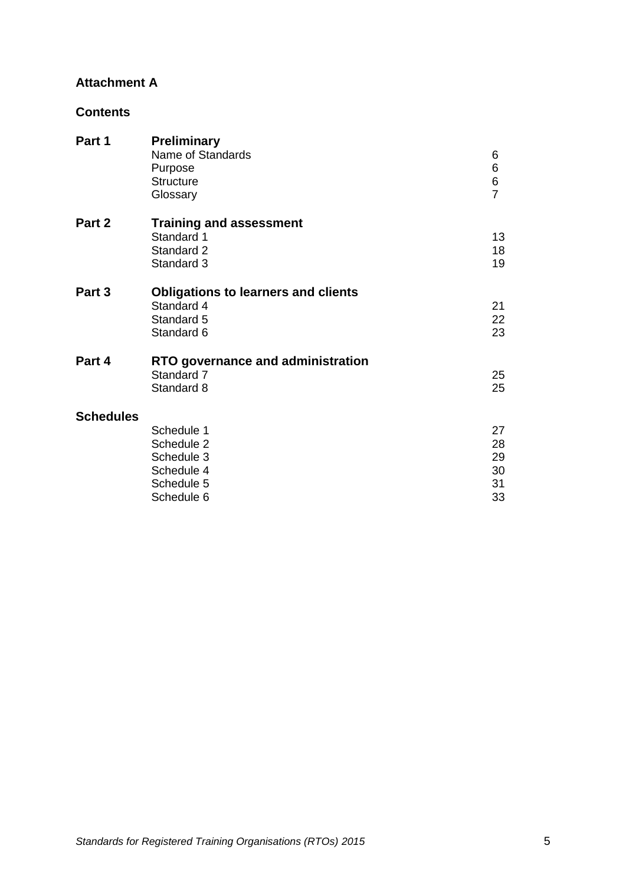**Attachment A**

## Contents

| | | |
|---|---|---|
| **Part 1** | **Preliminary** | |
| | Name of Standards | 6 |
| | Purpose | 6 |
| | Structure | 6 |
| | Glossary | 7 |
| **Part 2** | **Training and assessment** | |
| | Standard 1 | 13 |
| | Standard 2 | 18 |
| | Standard 3 | 19 |
| **Part 3** | **Obligations to learners and clients** | |
| | Standard 4 | 21 |
| | Standard 5 | 22 |
| | Standard 6 | 23 |
| **Part 4** | **RTO governance and administration** | |
| | Standard 7 | 25 |
| | Standard 8 | 25 |
| **Schedules** | | |
| | Schedule 1 | 27 |
| | Schedule 2 | 28 |
| | Schedule 3 | 29 |
| | Schedule 4 | 30 |
| | Schedule 5 | 31 |
| | Schedule 6 | 33 |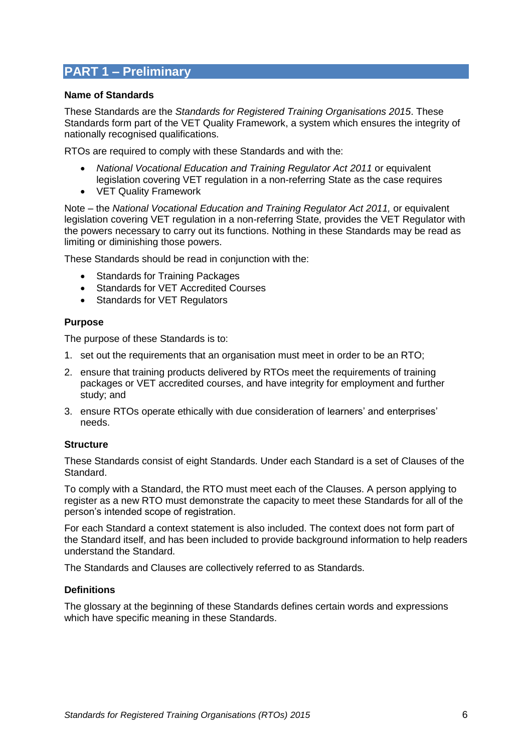# PART 1 – Preliminary

### Name of Standards

These Standards are the *Standards for Registered Training Organisations 2015*. These Standards form part of the VET Quality Framework, a system which ensures the integrity of nationally recognised qualifications.

RTOs are required to comply with these Standards and with the:

- *National Vocational Education and Training Regulator Act 2011* or equivalent legislation covering VET regulation in a non-referring State as the case requires
- VET Quality Framework

Note – the *National Vocational Education and Training Regulator Act 2011,* or equivalent legislation covering VET regulation in a non-referring State, provides the VET Regulator with the powers necessary to carry out its functions. Nothing in these Standards may be read as limiting or diminishing those powers.

These Standards should be read in conjunction with the:

- Standards for Training Packages
- Standards for VET Accredited Courses
- Standards for VET Regulators

### Purpose

The purpose of these Standards is to:

1. set out the requirements that an organisation must meet in order to be an RTO;
2. ensure that training products delivered by RTOs meet the requirements of training packages or VET accredited courses, and have integrity for employment and further study; and
3. ensure RTOs operate ethically with due consideration of learners' and enterprises' needs.

### Structure

These Standards consist of eight Standards. Under each Standard is a set of Clauses of the Standard.

To comply with a Standard, the RTO must meet each of the Clauses. A person applying to register as a new RTO must demonstrate the capacity to meet these Standards for all of the person's intended scope of registration.

For each Standard a context statement is also included. The context does not form part of the Standard itself, and has been included to provide background information to help readers understand the Standard.

The Standards and Clauses are collectively referred to as Standards.

### Definitions

The glossary at the beginning of these Standards defines certain words and expressions which have specific meaning in these Standards.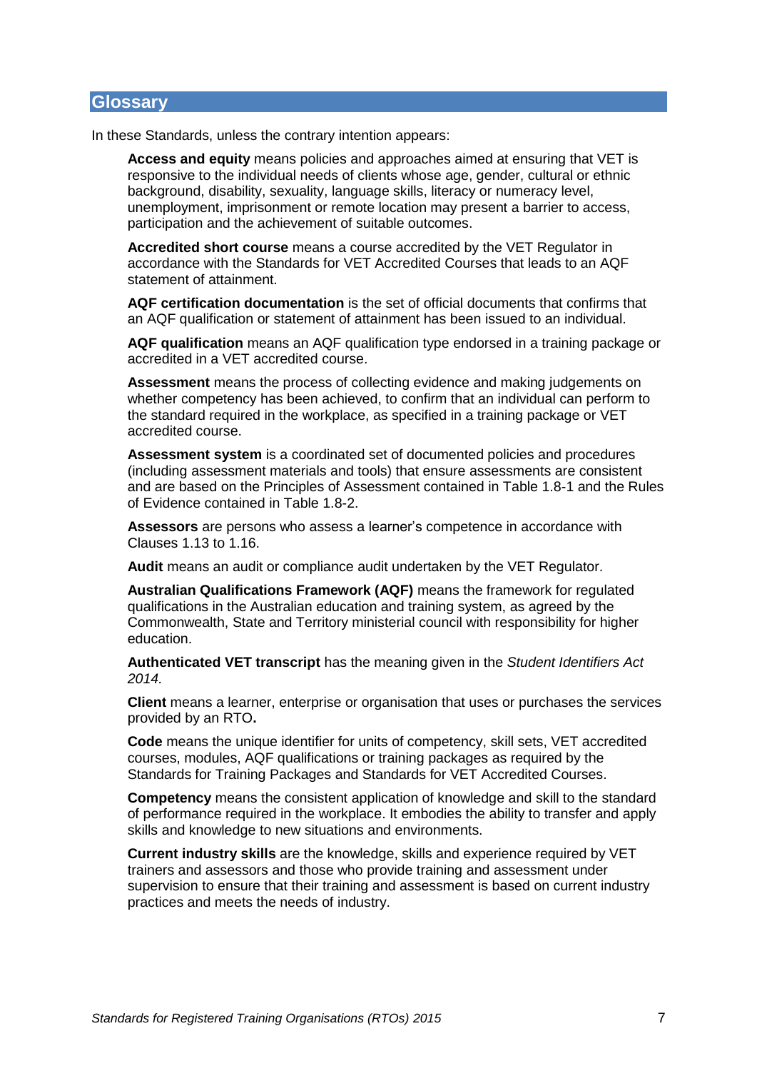## Glossary

In these Standards, unless the contrary intention appears:

**Access and equity** means policies and approaches aimed at ensuring that VET is responsive to the individual needs of clients whose age, gender, cultural or ethnic background, disability, sexuality, language skills, literacy or numeracy level, unemployment, imprisonment or remote location may present a barrier to access, participation and the achievement of suitable outcomes.

**Accredited short course** means a course accredited by the VET Regulator in accordance with the Standards for VET Accredited Courses that leads to an AQF statement of attainment.

**AQF certification documentation** is the set of official documents that confirms that an AQF qualification or statement of attainment has been issued to an individual.

**AQF qualification** means an AQF qualification type endorsed in a training package or accredited in a VET accredited course.

**Assessment** means the process of collecting evidence and making judgements on whether competency has been achieved, to confirm that an individual can perform to the standard required in the workplace, as specified in a training package or VET accredited course.

**Assessment system** is a coordinated set of documented policies and procedures (including assessment materials and tools) that ensure assessments are consistent and are based on the Principles of Assessment contained in Table 1.8-1 and the Rules of Evidence contained in Table 1.8-2.

**Assessors** are persons who assess a learner's competence in accordance with Clauses 1.13 to 1.16.

**Audit** means an audit or compliance audit undertaken by the VET Regulator.

**Australian Qualifications Framework (AQF)** means the framework for regulated qualifications in the Australian education and training system, as agreed by the Commonwealth, State and Territory ministerial council with responsibility for higher education.

**Authenticated VET transcript** has the meaning given in the *Student Identifiers Act 2014.*

**Client** means a learner, enterprise or organisation that uses or purchases the services provided by an RTO**.**

**Code** means the unique identifier for units of competency, skill sets, VET accredited courses, modules, AQF qualifications or training packages as required by the Standards for Training Packages and Standards for VET Accredited Courses.

**Competency** means the consistent application of knowledge and skill to the standard of performance required in the workplace. It embodies the ability to transfer and apply skills and knowledge to new situations and environments.

**Current industry skills** are the knowledge, skills and experience required by VET trainers and assessors and those who provide training and assessment under supervision to ensure that their training and assessment is based on current industry practices and meets the needs of industry.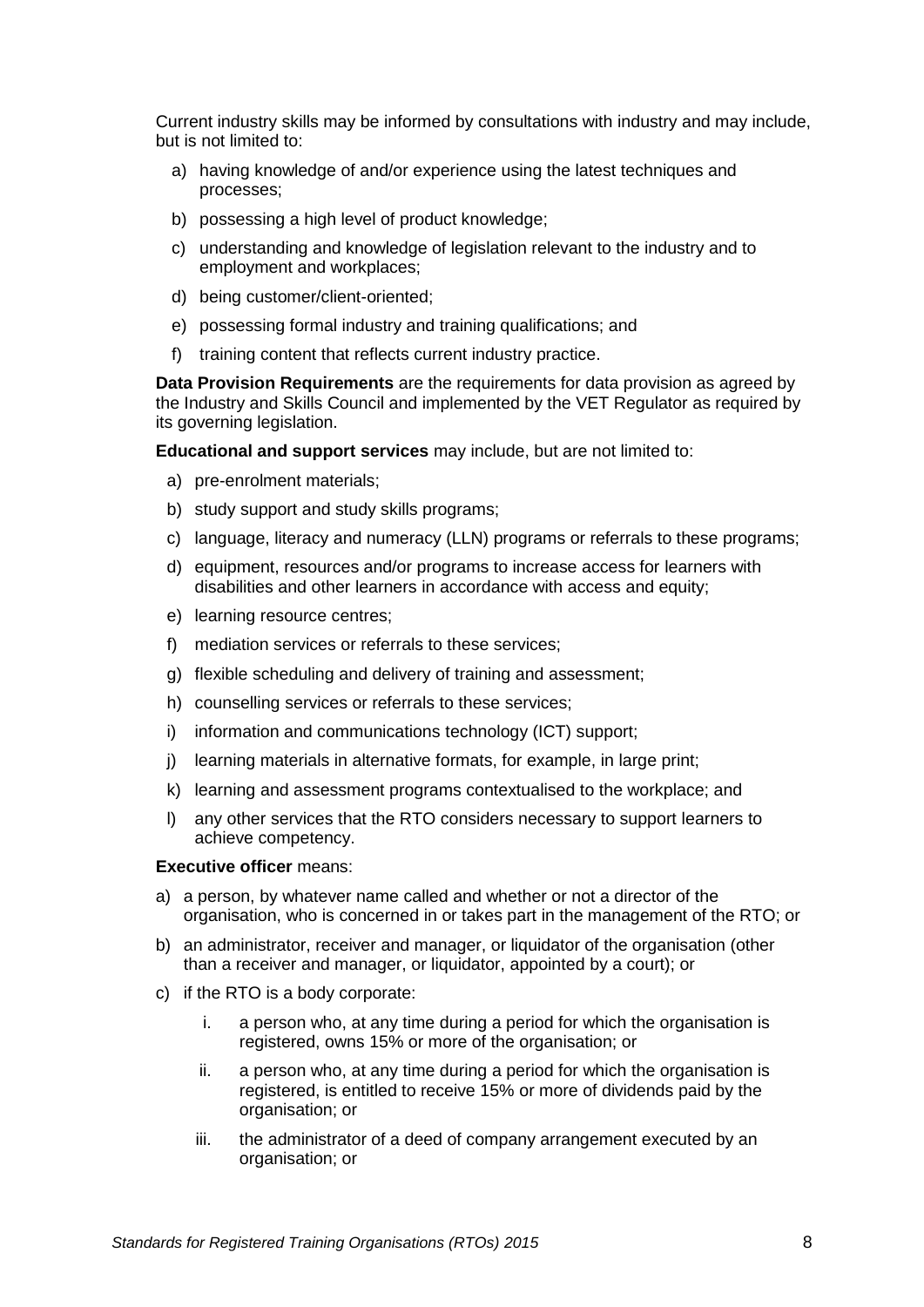Current industry skills may be informed by consultations with industry and may include, but is not limited to:

a) having knowledge of and/or experience using the latest techniques and processes;
b) possessing a high level of product knowledge;
c) understanding and knowledge of legislation relevant to the industry and to employment and workplaces;
d) being customer/client-oriented;
e) possessing formal industry and training qualifications; and
f) training content that reflects current industry practice.

**Data Provision Requirements** are the requirements for data provision as agreed by the Industry and Skills Council and implemented by the VET Regulator as required by its governing legislation.

**Educational and support services** may include, but are not limited to:

a) pre-enrolment materials;
b) study support and study skills programs;
c) language, literacy and numeracy (LLN) programs or referrals to these programs;
d) equipment, resources and/or programs to increase access for learners with disabilities and other learners in accordance with access and equity;
e) learning resource centres;
f) mediation services or referrals to these services;
g) flexible scheduling and delivery of training and assessment;
h) counselling services or referrals to these services;
i) information and communications technology (ICT) support;
j) learning materials in alternative formats, for example, in large print;
k) learning and assessment programs contextualised to the workplace; and
l) any other services that the RTO considers necessary to support learners to achieve competency.

**Executive officer** means:

a) a person, by whatever name called and whether or not a director of the organisation, who is concerned in or takes part in the management of the RTO; or
b) an administrator, receiver and manager, or liquidator of the organisation (other than a receiver and manager, or liquidator, appointed by a court); or
c) if the RTO is a body corporate:
   i. a person who, at any time during a period for which the organisation is registered, owns 15% or more of the organisation; or
   ii. a person who, at any time during a period for which the organisation is registered, is entitled to receive 15% or more of dividends paid by the organisation; or
   iii. the administrator of a deed of company arrangement executed by an organisation; or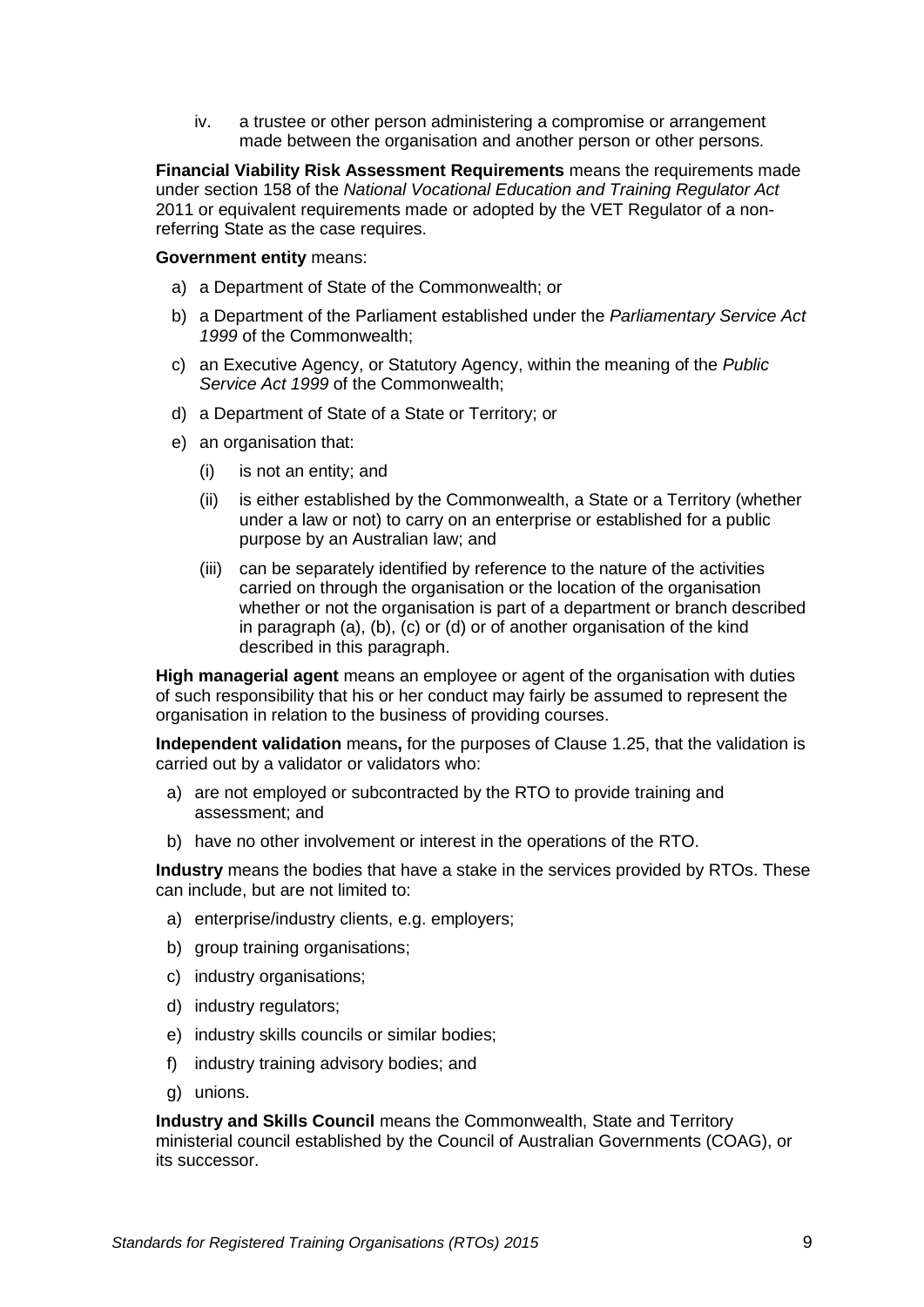iv. a trustee or other person administering a compromise or arrangement made between the organisation and another person or other persons.

**Financial Viability Risk Assessment Requirements** means the requirements made under section 158 of the *National Vocational Education and Training Regulator Act* 2011 or equivalent requirements made or adopted by the VET Regulator of a non-referring State as the case requires.

**Government entity** means:

a) a Department of State of the Commonwealth; or
b) a Department of the Parliament established under the *Parliamentary Service Act 1999* of the Commonwealth;
c) an Executive Agency, or Statutory Agency, within the meaning of the *Public Service Act 1999* of the Commonwealth;
d) a Department of State of a State or Territory; or
e) an organisation that:
   (i) is not an entity; and
   (ii) is either established by the Commonwealth, a State or a Territory (whether under a law or not) to carry on an enterprise or established for a public purpose by an Australian law; and
   (iii) can be separately identified by reference to the nature of the activities carried on through the organisation or the location of the organisation whether or not the organisation is part of a department or branch described in paragraph (a), (b), (c) or (d) or of another organisation of the kind described in this paragraph.

**High managerial agent** means an employee or agent of the organisation with duties of such responsibility that his or her conduct may fairly be assumed to represent the organisation in relation to the business of providing courses.

**Independent validation** means**,** for the purposes of Clause 1.25, that the validation is carried out by a validator or validators who:

a) are not employed or subcontracted by the RTO to provide training and assessment; and
b) have no other involvement or interest in the operations of the RTO.

**Industry** means the bodies that have a stake in the services provided by RTOs. These can include, but are not limited to:

a) enterprise/industry clients, e.g. employers;
b) group training organisations;
c) industry organisations;
d) industry regulators;
e) industry skills councils or similar bodies;
f) industry training advisory bodies; and
g) unions.

**Industry and Skills Council** means the Commonwealth, State and Territory ministerial council established by the Council of Australian Governments (COAG), or its successor.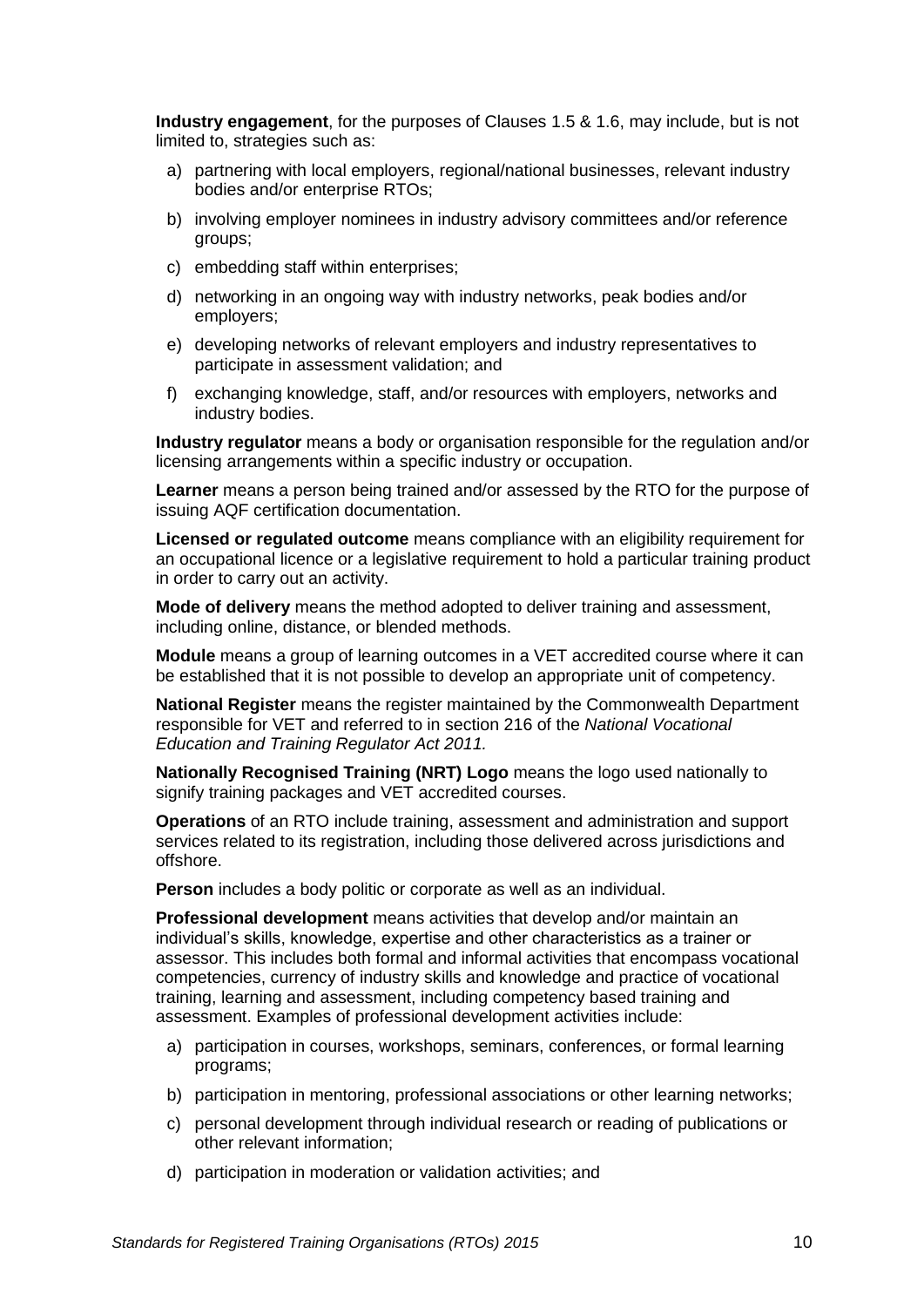**Industry engagement**, for the purposes of Clauses 1.5 & 1.6, may include, but is not limited to, strategies such as:

a) partnering with local employers, regional/national businesses, relevant industry bodies and/or enterprise RTOs;
b) involving employer nominees in industry advisory committees and/or reference groups;
c) embedding staff within enterprises;
d) networking in an ongoing way with industry networks, peak bodies and/or employers;
e) developing networks of relevant employers and industry representatives to participate in assessment validation; and
f) exchanging knowledge, staff, and/or resources with employers, networks and industry bodies.

**Industry regulator** means a body or organisation responsible for the regulation and/or licensing arrangements within a specific industry or occupation.

**Learner** means a person being trained and/or assessed by the RTO for the purpose of issuing AQF certification documentation.

**Licensed or regulated outcome** means compliance with an eligibility requirement for an occupational licence or a legislative requirement to hold a particular training product in order to carry out an activity.

**Mode of delivery** means the method adopted to deliver training and assessment, including online, distance, or blended methods.

**Module** means a group of learning outcomes in a VET accredited course where it can be established that it is not possible to develop an appropriate unit of competency.

**National Register** means the register maintained by the Commonwealth Department responsible for VET and referred to in section 216 of the *National Vocational Education and Training Regulator Act 2011.*

**Nationally Recognised Training (NRT) Logo** means the logo used nationally to signify training packages and VET accredited courses.

**Operations** of an RTO include training, assessment and administration and support services related to its registration, including those delivered across jurisdictions and offshore.

**Person** includes a body politic or corporate as well as an individual.

**Professional development** means activities that develop and/or maintain an individual's skills, knowledge, expertise and other characteristics as a trainer or assessor. This includes both formal and informal activities that encompass vocational competencies, currency of industry skills and knowledge and practice of vocational training, learning and assessment, including competency based training and assessment. Examples of professional development activities include:

a) participation in courses, workshops, seminars, conferences, or formal learning programs;
b) participation in mentoring, professional associations or other learning networks;
c) personal development through individual research or reading of publications or other relevant information;
d) participation in moderation or validation activities; and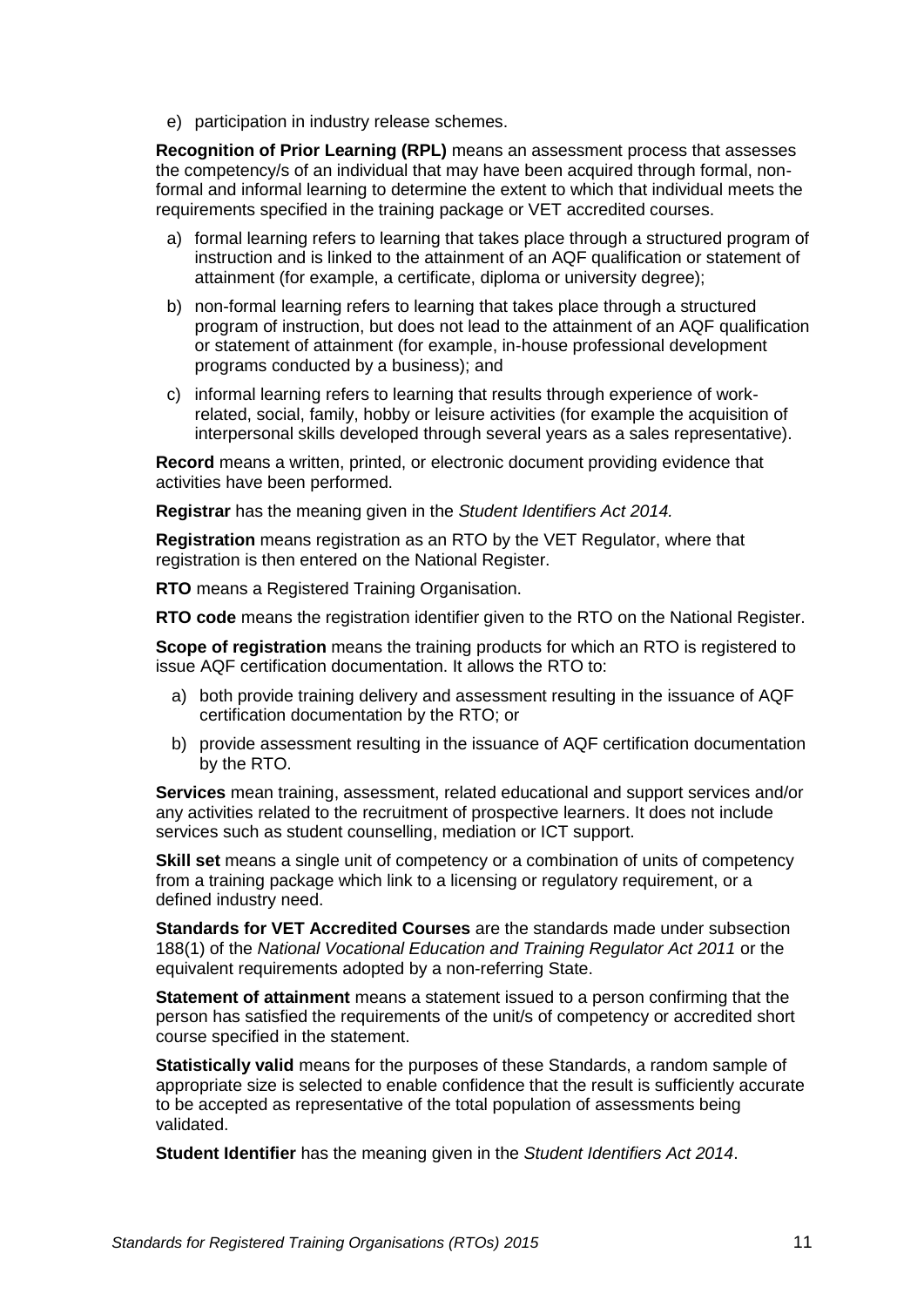e) participation in industry release schemes.

**Recognition of Prior Learning (RPL)** means an assessment process that assesses the competency/s of an individual that may have been acquired through formal, non-formal and informal learning to determine the extent to which that individual meets the requirements specified in the training package or VET accredited courses.

a) formal learning refers to learning that takes place through a structured program of instruction and is linked to the attainment of an AQF qualification or statement of attainment (for example, a certificate, diploma or university degree);

b) non-formal learning refers to learning that takes place through a structured program of instruction, but does not lead to the attainment of an AQF qualification or statement of attainment (for example, in-house professional development programs conducted by a business); and

c) informal learning refers to learning that results through experience of work-related, social, family, hobby or leisure activities (for example the acquisition of interpersonal skills developed through several years as a sales representative).

**Record** means a written, printed, or electronic document providing evidence that activities have been performed.

**Registrar** has the meaning given in the *Student Identifiers Act 2014.*

**Registration** means registration as an RTO by the VET Regulator, where that registration is then entered on the National Register.

**RTO** means a Registered Training Organisation.

**RTO code** means the registration identifier given to the RTO on the National Register.

**Scope of registration** means the training products for which an RTO is registered to issue AQF certification documentation. It allows the RTO to:

a) both provide training delivery and assessment resulting in the issuance of AQF certification documentation by the RTO; or

b) provide assessment resulting in the issuance of AQF certification documentation by the RTO.

**Services** mean training, assessment, related educational and support services and/or any activities related to the recruitment of prospective learners. It does not include services such as student counselling, mediation or ICT support.

**Skill set** means a single unit of competency or a combination of units of competency from a training package which link to a licensing or regulatory requirement, or a defined industry need.

**Standards for VET Accredited Courses** are the standards made under subsection 188(1) of the *National Vocational Education and Training Regulator Act 2011* or the equivalent requirements adopted by a non-referring State.

**Statement of attainment** means a statement issued to a person confirming that the person has satisfied the requirements of the unit/s of competency or accredited short course specified in the statement.

**Statistically valid** means for the purposes of these Standards, a random sample of appropriate size is selected to enable confidence that the result is sufficiently accurate to be accepted as representative of the total population of assessments being validated.

**Student Identifier** has the meaning given in the *Student Identifiers Act 2014*.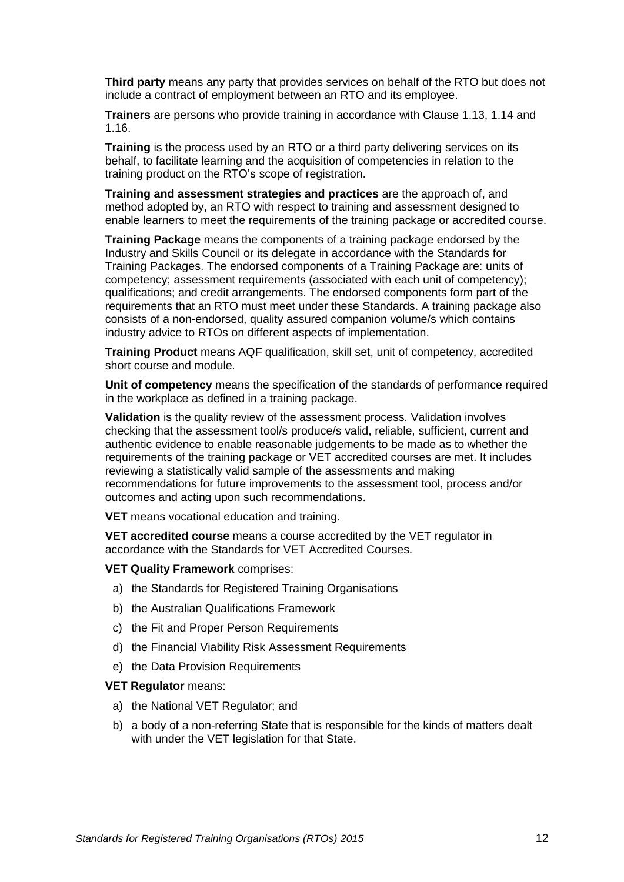**Third party** means any party that provides services on behalf of the RTO but does not include a contract of employment between an RTO and its employee.

**Trainers** are persons who provide training in accordance with Clause 1.13, 1.14 and 1.16.

**Training** is the process used by an RTO or a third party delivering services on its behalf, to facilitate learning and the acquisition of competencies in relation to the training product on the RTO's scope of registration.

**Training and assessment strategies and practices** are the approach of, and method adopted by, an RTO with respect to training and assessment designed to enable learners to meet the requirements of the training package or accredited course.

**Training Package** means the components of a training package endorsed by the Industry and Skills Council or its delegate in accordance with the Standards for Training Packages. The endorsed components of a Training Package are: units of competency; assessment requirements (associated with each unit of competency); qualifications; and credit arrangements. The endorsed components form part of the requirements that an RTO must meet under these Standards. A training package also consists of a non-endorsed, quality assured companion volume/s which contains industry advice to RTOs on different aspects of implementation.

**Training Product** means AQF qualification, skill set, unit of competency, accredited short course and module.

**Unit of competency** means the specification of the standards of performance required in the workplace as defined in a training package.

**Validation** is the quality review of the assessment process. Validation involves checking that the assessment tool/s produce/s valid, reliable, sufficient, current and authentic evidence to enable reasonable judgements to be made as to whether the requirements of the training package or VET accredited courses are met. It includes reviewing a statistically valid sample of the assessments and making recommendations for future improvements to the assessment tool, process and/or outcomes and acting upon such recommendations.

**VET** means vocational education and training.

**VET accredited course** means a course accredited by the VET regulator in accordance with the Standards for VET Accredited Courses.

**VET Quality Framework** comprises:

a) the Standards for Registered Training Organisations
b) the Australian Qualifications Framework
c) the Fit and Proper Person Requirements
d) the Financial Viability Risk Assessment Requirements
e) the Data Provision Requirements

**VET Regulator** means:

a) the National VET Regulator; and
b) a body of a non-referring State that is responsible for the kinds of matters dealt with under the VET legislation for that State.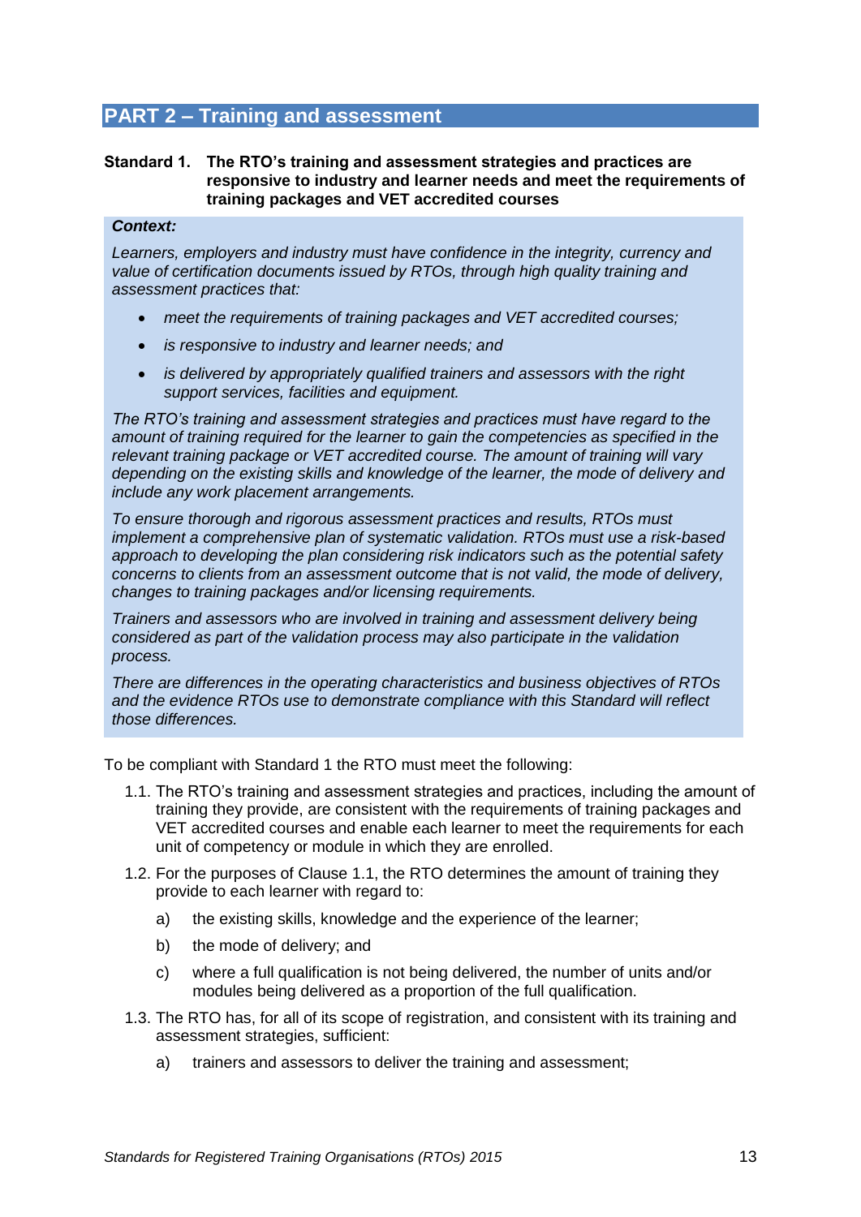## PART 2 – Training and assessment

**Standard 1. The RTO's training and assessment strategies and practices are responsive to industry and learner needs and meet the requirements of training packages and VET accredited courses**

***Context:***

*Learners, employers and industry must have confidence in the integrity, currency and value of certification documents issued by RTOs, through high quality training and assessment practices that:*

- *meet the requirements of training packages and VET accredited courses;*
- *is responsive to industry and learner needs; and*
- *is delivered by appropriately qualified trainers and assessors with the right support services, facilities and equipment.*

*The RTO's training and assessment strategies and practices must have regard to the amount of training required for the learner to gain the competencies as specified in the relevant training package or VET accredited course. The amount of training will vary depending on the existing skills and knowledge of the learner, the mode of delivery and include any work placement arrangements.*

*To ensure thorough and rigorous assessment practices and results, RTOs must implement a comprehensive plan of systematic validation. RTOs must use a risk-based approach to developing the plan considering risk indicators such as the potential safety concerns to clients from an assessment outcome that is not valid, the mode of delivery, changes to training packages and/or licensing requirements.*

*Trainers and assessors who are involved in training and assessment delivery being considered as part of the validation process may also participate in the validation process.*

*There are differences in the operating characteristics and business objectives of RTOs and the evidence RTOs use to demonstrate compliance with this Standard will reflect those differences.*

To be compliant with Standard 1 the RTO must meet the following:

1.1. The RTO's training and assessment strategies and practices, including the amount of training they provide, are consistent with the requirements of training packages and VET accredited courses and enable each learner to meet the requirements for each unit of competency or module in which they are enrolled.

1.2. For the purposes of Clause 1.1, the RTO determines the amount of training they provide to each learner with regard to:

   a) the existing skills, knowledge and the experience of the learner;

   b) the mode of delivery; and

   c) where a full qualification is not being delivered, the number of units and/or modules being delivered as a proportion of the full qualification.

1.3. The RTO has, for all of its scope of registration, and consistent with its training and assessment strategies, sufficient:

   a) trainers and assessors to deliver the training and assessment;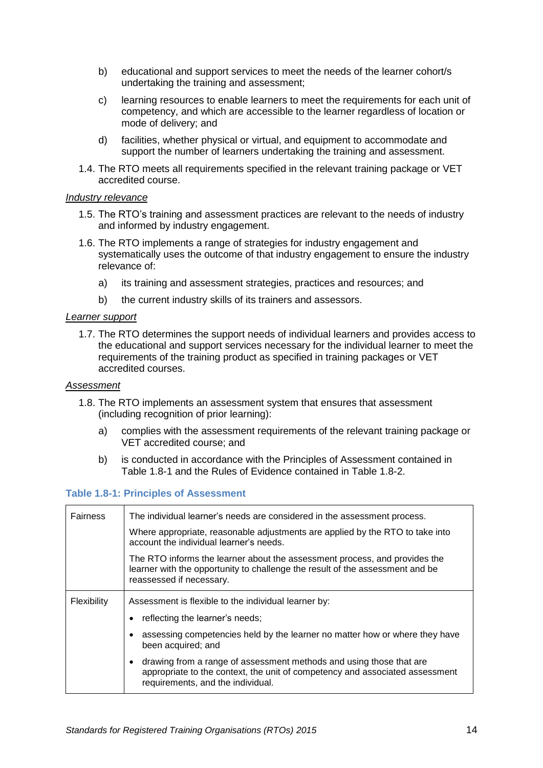b) educational and support services to meet the needs of the learner cohort/s undertaking the training and assessment;

c) learning resources to enable learners to meet the requirements for each unit of competency, and which are accessible to the learner regardless of location or mode of delivery; and

d) facilities, whether physical or virtual, and equipment to accommodate and support the number of learners undertaking the training and assessment.

1.4. The RTO meets all requirements specified in the relevant training package or VET accredited course.

*Industry relevance*

1.5. The RTO's training and assessment practices are relevant to the needs of industry and informed by industry engagement.

1.6. The RTO implements a range of strategies for industry engagement and systematically uses the outcome of that industry engagement to ensure the industry relevance of:

a) its training and assessment strategies, practices and resources; and

b) the current industry skills of its trainers and assessors.

*Learner support*

1.7. The RTO determines the support needs of individual learners and provides access to the educational and support services necessary for the individual learner to meet the requirements of the training product as specified in training packages or VET accredited courses.

*Assessment*

1.8. The RTO implements an assessment system that ensures that assessment (including recognition of prior learning):

a) complies with the assessment requirements of the relevant training package or VET accredited course; and

b) is conducted in accordance with the Principles of Assessment contained in Table 1.8-1 and the Rules of Evidence contained in Table 1.8-2.

**Table 1.8-1: Principles of Assessment**

| | |
|---|---|
| Fairness | The individual learner's needs are considered in the assessment process.<br><br>Where appropriate, reasonable adjustments are applied by the RTO to take into account the individual learner's needs.<br><br>The RTO informs the learner about the assessment process, and provides the learner with the opportunity to challenge the result of the assessment and be reassessed if necessary. |
| Flexibility | Assessment is flexible to the individual learner by:<br><br>• reflecting the learner's needs;<br>• assessing competencies held by the learner no matter how or where they have been acquired; and<br>• drawing from a range of assessment methods and using those that are appropriate to the context, the unit of competency and associated assessment requirements, and the individual. |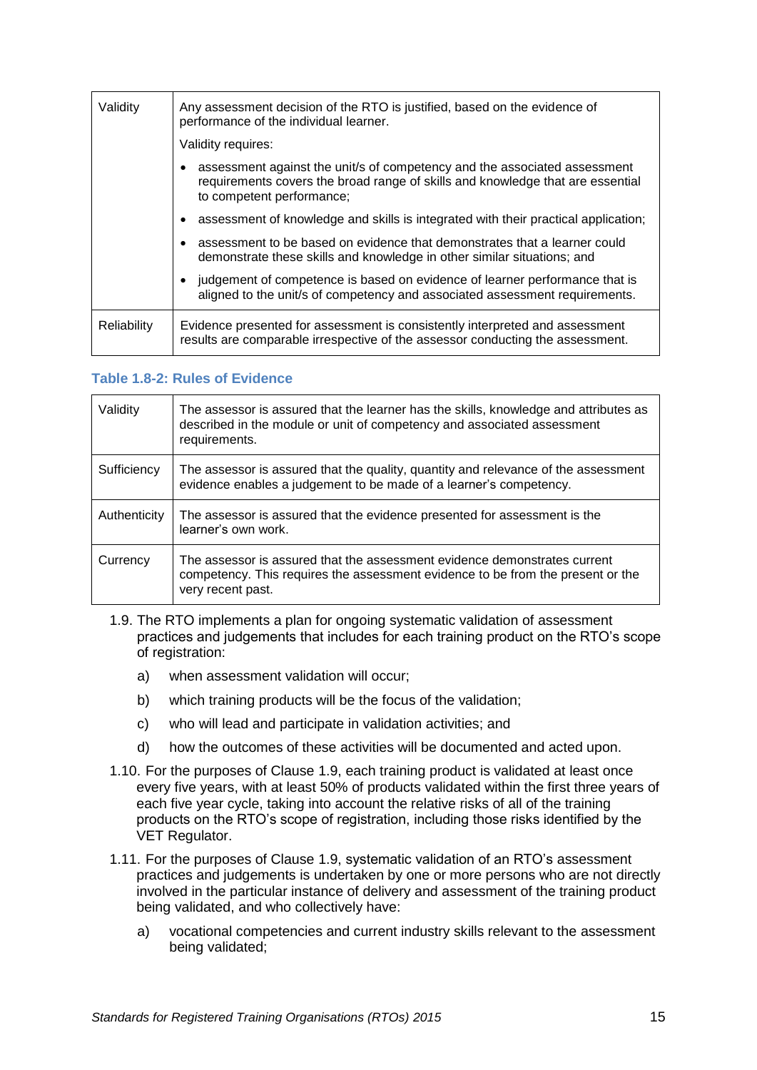| | |
|---|---|
| Validity | Any assessment decision of the RTO is justified, based on the evidence of performance of the individual learner.<br><br>Validity requires:<br><br>• assessment against the unit/s of competency and the associated assessment requirements covers the broad range of skills and knowledge that are essential to competent performance;<br><br>• assessment of knowledge and skills is integrated with their practical application;<br><br>• assessment to be based on evidence that demonstrates that a learner could demonstrate these skills and knowledge in other similar situations; and<br><br>• judgement of competence is based on evidence of learner performance that is aligned to the unit/s of competency and associated assessment requirements. |
| Reliability | Evidence presented for assessment is consistently interpreted and assessment results are comparable irrespective of the assessor conducting the assessment. |

**Table 1.8-2: Rules of Evidence**

| | |
|---|---|
| Validity | The assessor is assured that the learner has the skills, knowledge and attributes as described in the module or unit of competency and associated assessment requirements. |
| Sufficiency | The assessor is assured that the quality, quantity and relevance of the assessment evidence enables a judgement to be made of a learner's competency. |
| Authenticity | The assessor is assured that the evidence presented for assessment is the learner's own work. |
| Currency | The assessor is assured that the assessment evidence demonstrates current competency. This requires the assessment evidence to be from the present or the very recent past. |

1.9. The RTO implements a plan for ongoing systematic validation of assessment practices and judgements that includes for each training product on the RTO's scope of registration:

a) when assessment validation will occur;

b) which training products will be the focus of the validation;

c) who will lead and participate in validation activities; and

d) how the outcomes of these activities will be documented and acted upon.

1.10. For the purposes of Clause 1.9, each training product is validated at least once every five years, with at least 50% of products validated within the first three years of each five year cycle, taking into account the relative risks of all of the training products on the RTO's scope of registration, including those risks identified by the VET Regulator.

1.11. For the purposes of Clause 1.9, systematic validation of an RTO's assessment practices and judgements is undertaken by one or more persons who are not directly involved in the particular instance of delivery and assessment of the training product being validated, and who collectively have:

a) vocational competencies and current industry skills relevant to the assessment being validated;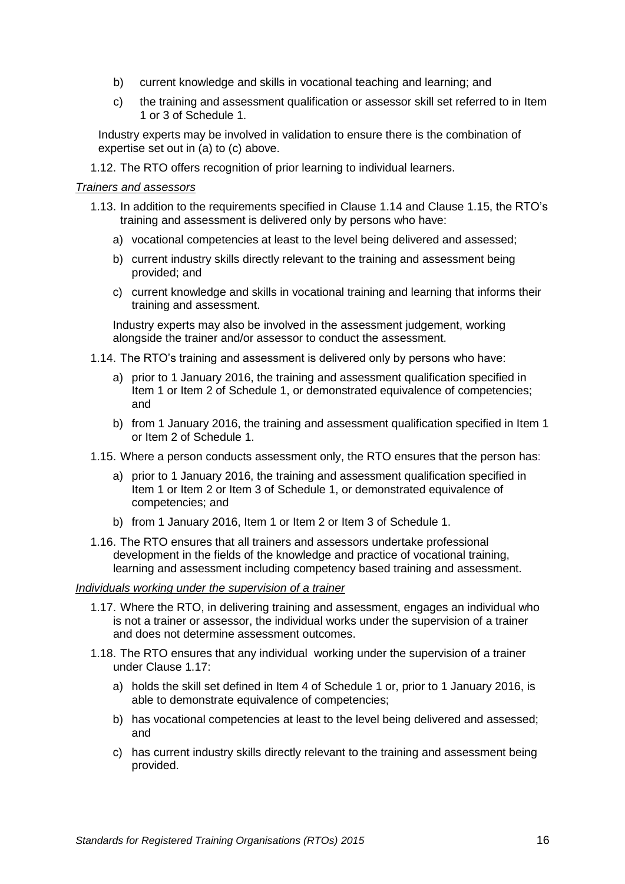b) current knowledge and skills in vocational teaching and learning; and

c) the training and assessment qualification or assessor skill set referred to in Item 1 or 3 of Schedule 1.

Industry experts may be involved in validation to ensure there is the combination of expertise set out in (a) to (c) above.

1.12. The RTO offers recognition of prior learning to individual learners.

*Trainers and assessors*

1.13. In addition to the requirements specified in Clause 1.14 and Clause 1.15, the RTO's training and assessment is delivered only by persons who have:

a) vocational competencies at least to the level being delivered and assessed;

b) current industry skills directly relevant to the training and assessment being provided; and

c) current knowledge and skills in vocational training and learning that informs their training and assessment.

Industry experts may also be involved in the assessment judgement, working alongside the trainer and/or assessor to conduct the assessment.

1.14. The RTO's training and assessment is delivered only by persons who have:

a) prior to 1 January 2016, the training and assessment qualification specified in Item 1 or Item 2 of Schedule 1, or demonstrated equivalence of competencies; and

b) from 1 January 2016, the training and assessment qualification specified in Item 1 or Item 2 of Schedule 1.

1.15. Where a person conducts assessment only, the RTO ensures that the person has:

a) prior to 1 January 2016, the training and assessment qualification specified in Item 1 or Item 2 or Item 3 of Schedule 1, or demonstrated equivalence of competencies; and

b) from 1 January 2016, Item 1 or Item 2 or Item 3 of Schedule 1.

1.16. The RTO ensures that all trainers and assessors undertake professional development in the fields of the knowledge and practice of vocational training, learning and assessment including competency based training and assessment.

*Individuals working under the supervision of a trainer*

1.17. Where the RTO, in delivering training and assessment, engages an individual who is not a trainer or assessor, the individual works under the supervision of a trainer and does not determine assessment outcomes.

1.18. The RTO ensures that any individual working under the supervision of a trainer under Clause 1.17:

a) holds the skill set defined in Item 4 of Schedule 1 or, prior to 1 January 2016, is able to demonstrate equivalence of competencies;

b) has vocational competencies at least to the level being delivered and assessed; and

c) has current industry skills directly relevant to the training and assessment being provided.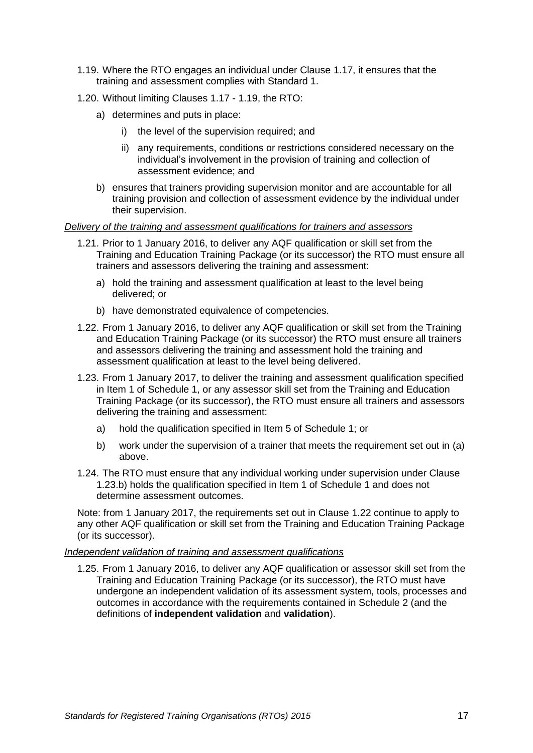1.19. Where the RTO engages an individual under Clause 1.17, it ensures that the training and assessment complies with Standard 1.

1.20. Without limiting Clauses 1.17 - 1.19, the RTO:

a) determines and puts in place:

  i) the level of the supervision required; and

  ii) any requirements, conditions or restrictions considered necessary on the individual's involvement in the provision of training and collection of assessment evidence; and

b) ensures that trainers providing supervision monitor and are accountable for all training provision and collection of assessment evidence by the individual under their supervision.

*Delivery of the training and assessment qualifications for trainers and assessors*

1.21. Prior to 1 January 2016, to deliver any AQF qualification or skill set from the Training and Education Training Package (or its successor) the RTO must ensure all trainers and assessors delivering the training and assessment:

a) hold the training and assessment qualification at least to the level being delivered; or

b) have demonstrated equivalence of competencies.

1.22. From 1 January 2016, to deliver any AQF qualification or skill set from the Training and Education Training Package (or its successor) the RTO must ensure all trainers and assessors delivering the training and assessment hold the training and assessment qualification at least to the level being delivered.

1.23. From 1 January 2017, to deliver the training and assessment qualification specified in Item 1 of Schedule 1, or any assessor skill set from the Training and Education Training Package (or its successor), the RTO must ensure all trainers and assessors delivering the training and assessment:

a) hold the qualification specified in Item 5 of Schedule 1; or

b) work under the supervision of a trainer that meets the requirement set out in (a) above.

1.24. The RTO must ensure that any individual working under supervision under Clause 1.23.b) holds the qualification specified in Item 1 of Schedule 1 and does not determine assessment outcomes.

Note: from 1 January 2017, the requirements set out in Clause 1.22 continue to apply to any other AQF qualification or skill set from the Training and Education Training Package (or its successor).

*Independent validation of training and assessment qualifications*

1.25. From 1 January 2016, to deliver any AQF qualification or assessor skill set from the Training and Education Training Package (or its successor), the RTO must have undergone an independent validation of its assessment system, tools, processes and outcomes in accordance with the requirements contained in Schedule 2 (and the definitions of **independent validation** and **validation**).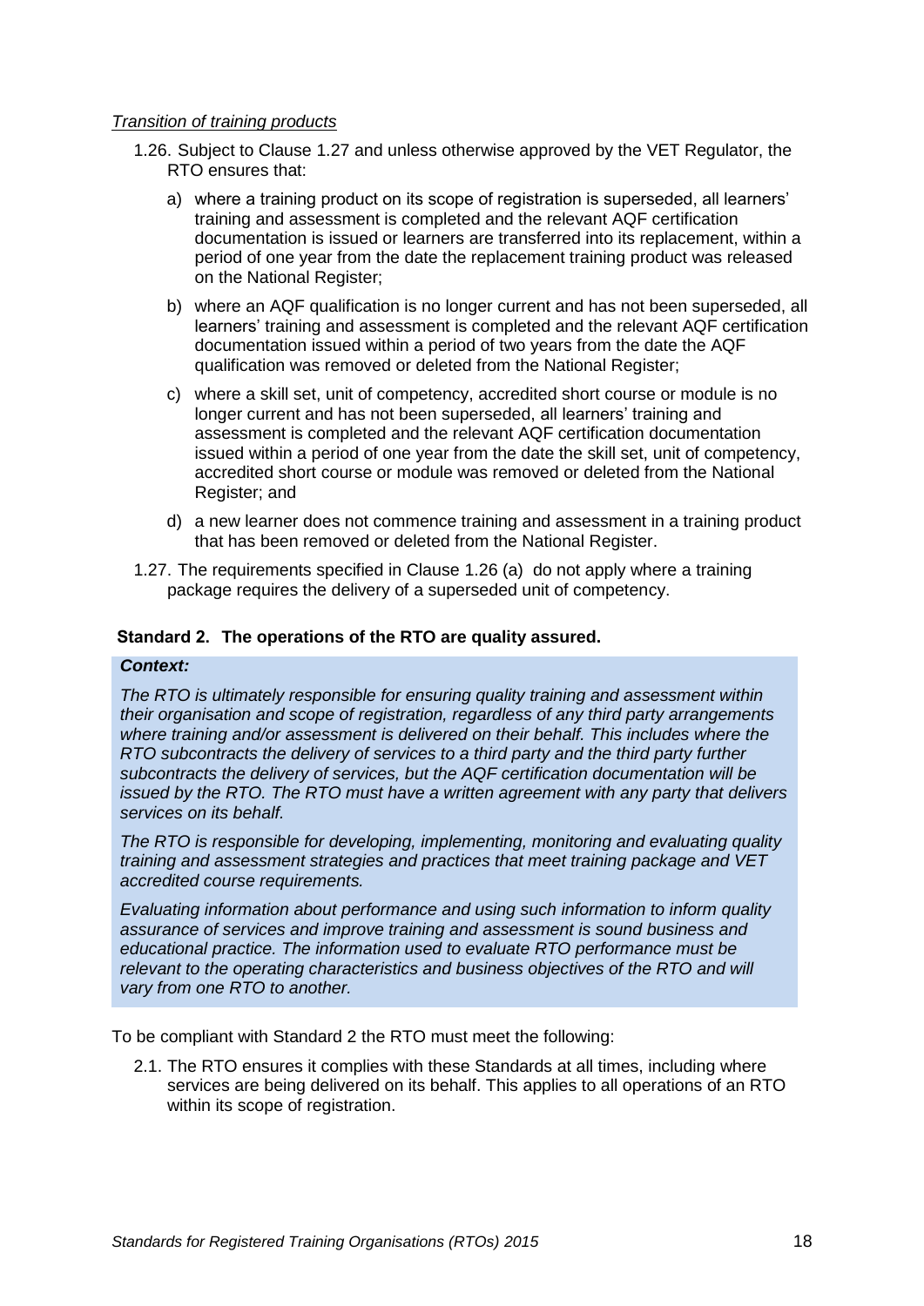*Transition of training products*

1.26. Subject to Clause 1.27 and unless otherwise approved by the VET Regulator, the RTO ensures that:

a) where a training product on its scope of registration is superseded, all learners' training and assessment is completed and the relevant AQF certification documentation is issued or learners are transferred into its replacement, within a period of one year from the date the replacement training product was released on the National Register;

b) where an AQF qualification is no longer current and has not been superseded, all learners' training and assessment is completed and the relevant AQF certification documentation issued within a period of two years from the date the AQF qualification was removed or deleted from the National Register;

c) where a skill set, unit of competency, accredited short course or module is no longer current and has not been superseded, all learners' training and assessment is completed and the relevant AQF certification documentation issued within a period of one year from the date the skill set, unit of competency, accredited short course or module was removed or deleted from the National Register; and

d) a new learner does not commence training and assessment in a training product that has been removed or deleted from the National Register.

1.27. The requirements specified in Clause 1.26 (a) do not apply where a training package requires the delivery of a superseded unit of competency.

## Standard 2. The operations of the RTO are quality assured.

***Context:***

*The RTO is ultimately responsible for ensuring quality training and assessment within their organisation and scope of registration, regardless of any third party arrangements where training and/or assessment is delivered on their behalf. This includes where the RTO subcontracts the delivery of services to a third party and the third party further subcontracts the delivery of services, but the AQF certification documentation will be issued by the RTO. The RTO must have a written agreement with any party that delivers services on its behalf.*

*The RTO is responsible for developing, implementing, monitoring and evaluating quality training and assessment strategies and practices that meet training package and VET accredited course requirements.*

*Evaluating information about performance and using such information to inform quality assurance of services and improve training and assessment is sound business and educational practice. The information used to evaluate RTO performance must be relevant to the operating characteristics and business objectives of the RTO and will vary from one RTO to another.*

To be compliant with Standard 2 the RTO must meet the following:

2.1. The RTO ensures it complies with these Standards at all times, including where services are being delivered on its behalf. This applies to all operations of an RTO within its scope of registration.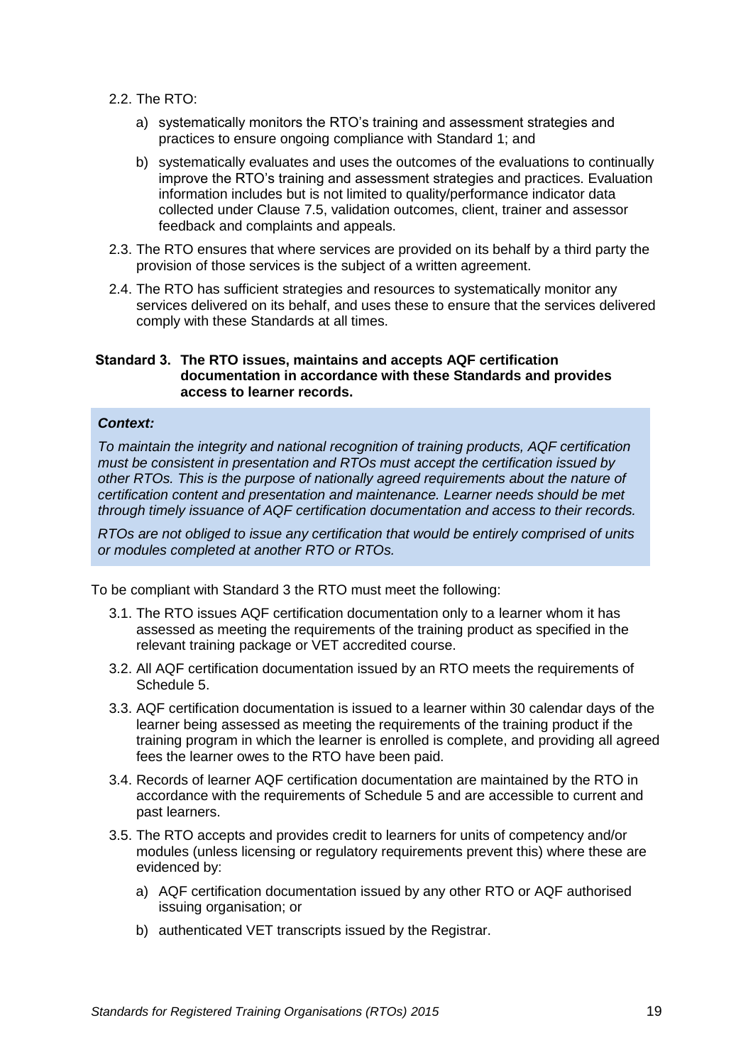2.2. The RTO:

a) systematically monitors the RTO's training and assessment strategies and practices to ensure ongoing compliance with Standard 1; and

b) systematically evaluates and uses the outcomes of the evaluations to continually improve the RTO's training and assessment strategies and practices. Evaluation information includes but is not limited to quality/performance indicator data collected under Clause 7.5, validation outcomes, client, trainer and assessor feedback and complaints and appeals.

2.3. The RTO ensures that where services are provided on its behalf by a third party the provision of those services is the subject of a written agreement.

2.4. The RTO has sufficient strategies and resources to systematically monitor any services delivered on its behalf, and uses these to ensure that the services delivered comply with these Standards at all times.

### Standard 3. The RTO issues, maintains and accepts AQF certification documentation in accordance with these Standards and provides access to learner records.

***Context:***

*To maintain the integrity and national recognition of training products, AQF certification must be consistent in presentation and RTOs must accept the certification issued by other RTOs. This is the purpose of nationally agreed requirements about the nature of certification content and presentation and maintenance. Learner needs should be met through timely issuance of AQF certification documentation and access to their records.*

*RTOs are not obliged to issue any certification that would be entirely comprised of units or modules completed at another RTO or RTOs.*

To be compliant with Standard 3 the RTO must meet the following:

3.1. The RTO issues AQF certification documentation only to a learner whom it has assessed as meeting the requirements of the training product as specified in the relevant training package or VET accredited course.

3.2. All AQF certification documentation issued by an RTO meets the requirements of Schedule 5.

3.3. AQF certification documentation is issued to a learner within 30 calendar days of the learner being assessed as meeting the requirements of the training product if the training program in which the learner is enrolled is complete, and providing all agreed fees the learner owes to the RTO have been paid.

3.4. Records of learner AQF certification documentation are maintained by the RTO in accordance with the requirements of Schedule 5 and are accessible to current and past learners.

3.5. The RTO accepts and provides credit to learners for units of competency and/or modules (unless licensing or regulatory requirements prevent this) where these are evidenced by:

a) AQF certification documentation issued by any other RTO or AQF authorised issuing organisation; or

b) authenticated VET transcripts issued by the Registrar.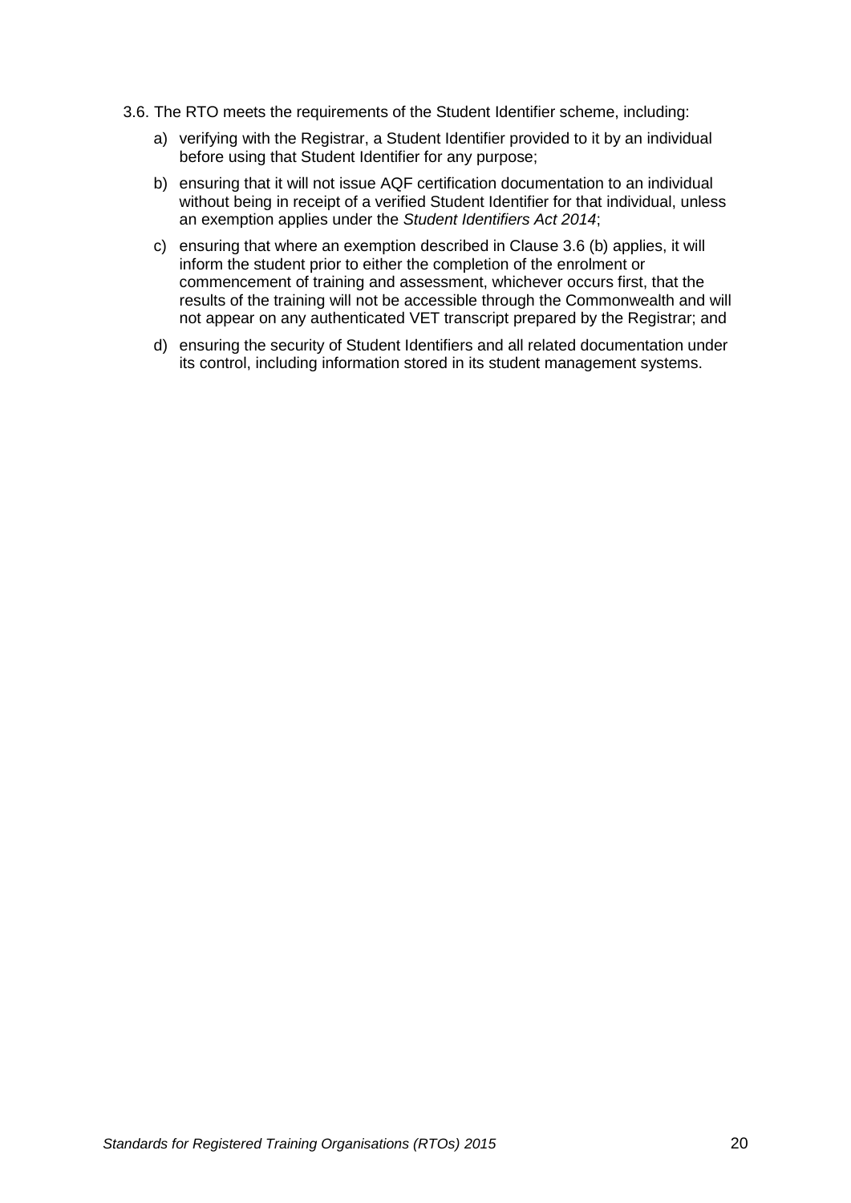3.6. The RTO meets the requirements of the Student Identifier scheme, including:

a) verifying with the Registrar, a Student Identifier provided to it by an individual before using that Student Identifier for any purpose;

b) ensuring that it will not issue AQF certification documentation to an individual without being in receipt of a verified Student Identifier for that individual, unless an exemption applies under the *Student Identifiers Act 2014*;

c) ensuring that where an exemption described in Clause 3.6 (b) applies, it will inform the student prior to either the completion of the enrolment or commencement of training and assessment, whichever occurs first, that the results of the training will not be accessible through the Commonwealth and will not appear on any authenticated VET transcript prepared by the Registrar; and

d) ensuring the security of Student Identifiers and all related documentation under its control, including information stored in its student management systems.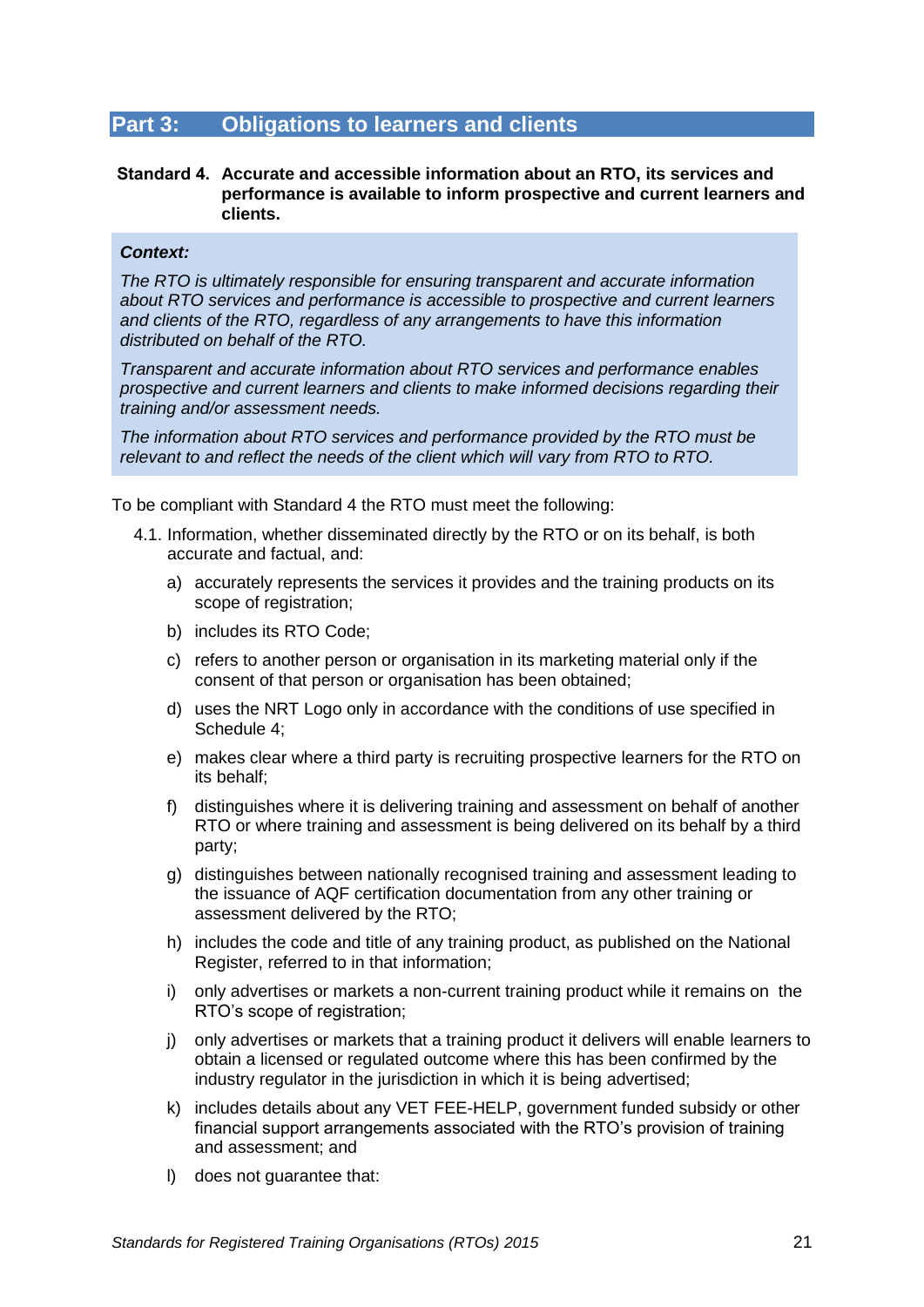## Part 3: Obligations to learners and clients

**Standard 4. Accurate and accessible information about an RTO, its services and performance is available to inform prospective and current learners and clients.**

> ***Context:***
>
> *The RTO is ultimately responsible for ensuring transparent and accurate information about RTO services and performance is accessible to prospective and current learners and clients of the RTO, regardless of any arrangements to have this information distributed on behalf of the RTO.*
>
> *Transparent and accurate information about RTO services and performance enables prospective and current learners and clients to make informed decisions regarding their training and/or assessment needs.*
>
> *The information about RTO services and performance provided by the RTO must be relevant to and reflect the needs of the client which will vary from RTO to RTO.*

To be compliant with Standard 4 the RTO must meet the following:

4.1. Information, whether disseminated directly by the RTO or on its behalf, is both accurate and factual, and:

a) accurately represents the services it provides and the training products on its scope of registration;

b) includes its RTO Code;

c) refers to another person or organisation in its marketing material only if the consent of that person or organisation has been obtained;

d) uses the NRT Logo only in accordance with the conditions of use specified in Schedule 4;

e) makes clear where a third party is recruiting prospective learners for the RTO on its behalf;

f) distinguishes where it is delivering training and assessment on behalf of another RTO or where training and assessment is being delivered on its behalf by a third party;

g) distinguishes between nationally recognised training and assessment leading to the issuance of AQF certification documentation from any other training or assessment delivered by the RTO;

h) includes the code and title of any training product, as published on the National Register, referred to in that information;

i) only advertises or markets a non-current training product while it remains on the RTO's scope of registration;

j) only advertises or markets that a training product it delivers will enable learners to obtain a licensed or regulated outcome where this has been confirmed by the industry regulator in the jurisdiction in which it is being advertised;

k) includes details about any VET FEE-HELP, government funded subsidy or other financial support arrangements associated with the RTO's provision of training and assessment; and

l) does not guarantee that: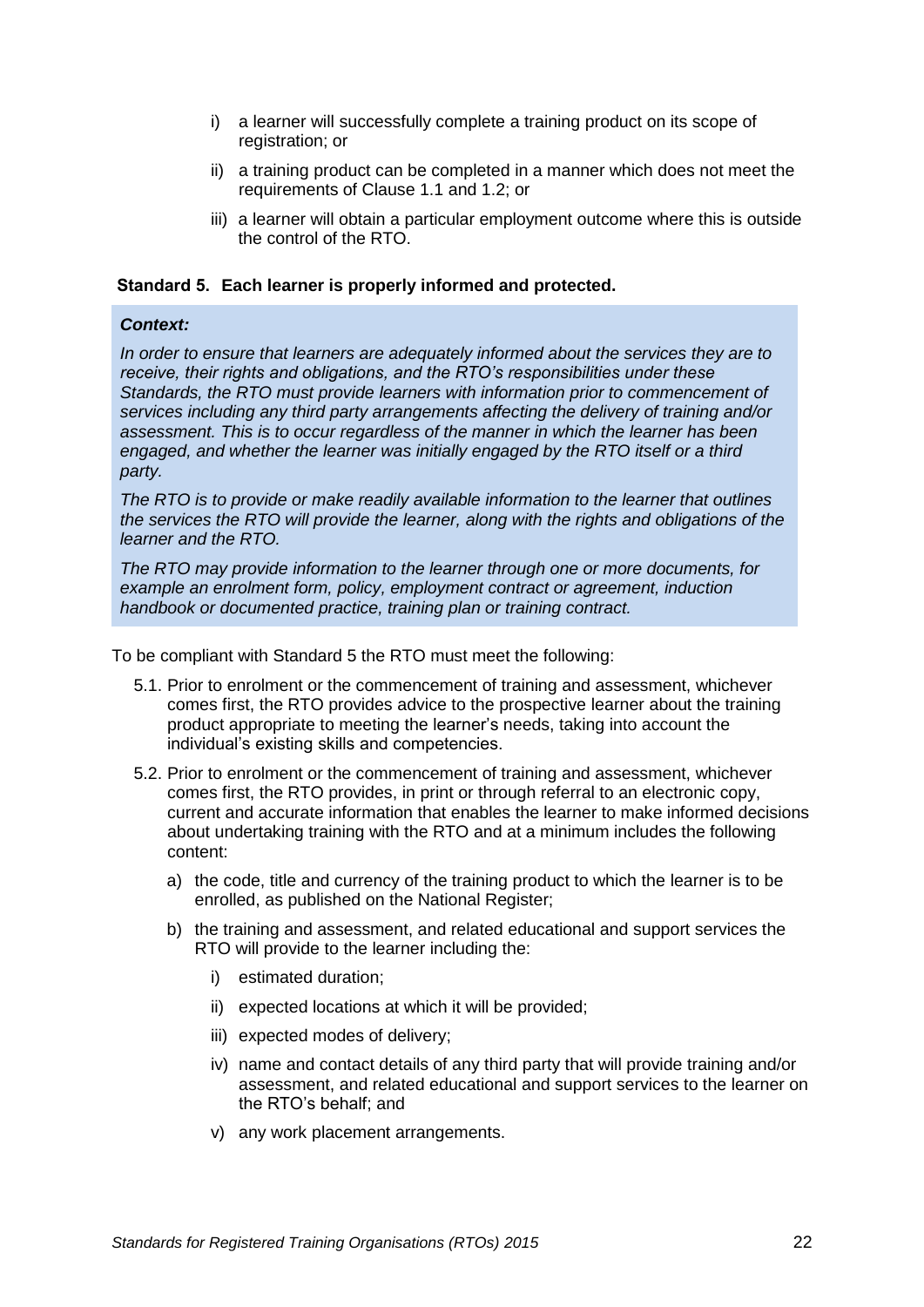i) a learner will successfully complete a training product on its scope of registration; or

ii) a training product can be completed in a manner which does not meet the requirements of Clause 1.1 and 1.2; or

iii) a learner will obtain a particular employment outcome where this is outside the control of the RTO.

## Standard 5. Each learner is properly informed and protected.

> ***Context:***
>
> *In order to ensure that learners are adequately informed about the services they are to receive, their rights and obligations, and the RTO's responsibilities under these Standards, the RTO must provide learners with information prior to commencement of services including any third party arrangements affecting the delivery of training and/or assessment. This is to occur regardless of the manner in which the learner has been engaged, and whether the learner was initially engaged by the RTO itself or a third party.*
>
> *The RTO is to provide or make readily available information to the learner that outlines the services the RTO will provide the learner, along with the rights and obligations of the learner and the RTO.*
>
> *The RTO may provide information to the learner through one or more documents, for example an enrolment form, policy, employment contract or agreement, induction handbook or documented practice, training plan or training contract.*

To be compliant with Standard 5 the RTO must meet the following:

5.1. Prior to enrolment or the commencement of training and assessment, whichever comes first, the RTO provides advice to the prospective learner about the training product appropriate to meeting the learner's needs, taking into account the individual's existing skills and competencies.

5.2. Prior to enrolment or the commencement of training and assessment, whichever comes first, the RTO provides, in print or through referral to an electronic copy, current and accurate information that enables the learner to make informed decisions about undertaking training with the RTO and at a minimum includes the following content:

a) the code, title and currency of the training product to which the learner is to be enrolled, as published on the National Register;

b) the training and assessment, and related educational and support services the RTO will provide to the learner including the:

i) estimated duration;

ii) expected locations at which it will be provided;

iii) expected modes of delivery;

iv) name and contact details of any third party that will provide training and/or assessment, and related educational and support services to the learner on the RTO's behalf; and

v) any work placement arrangements.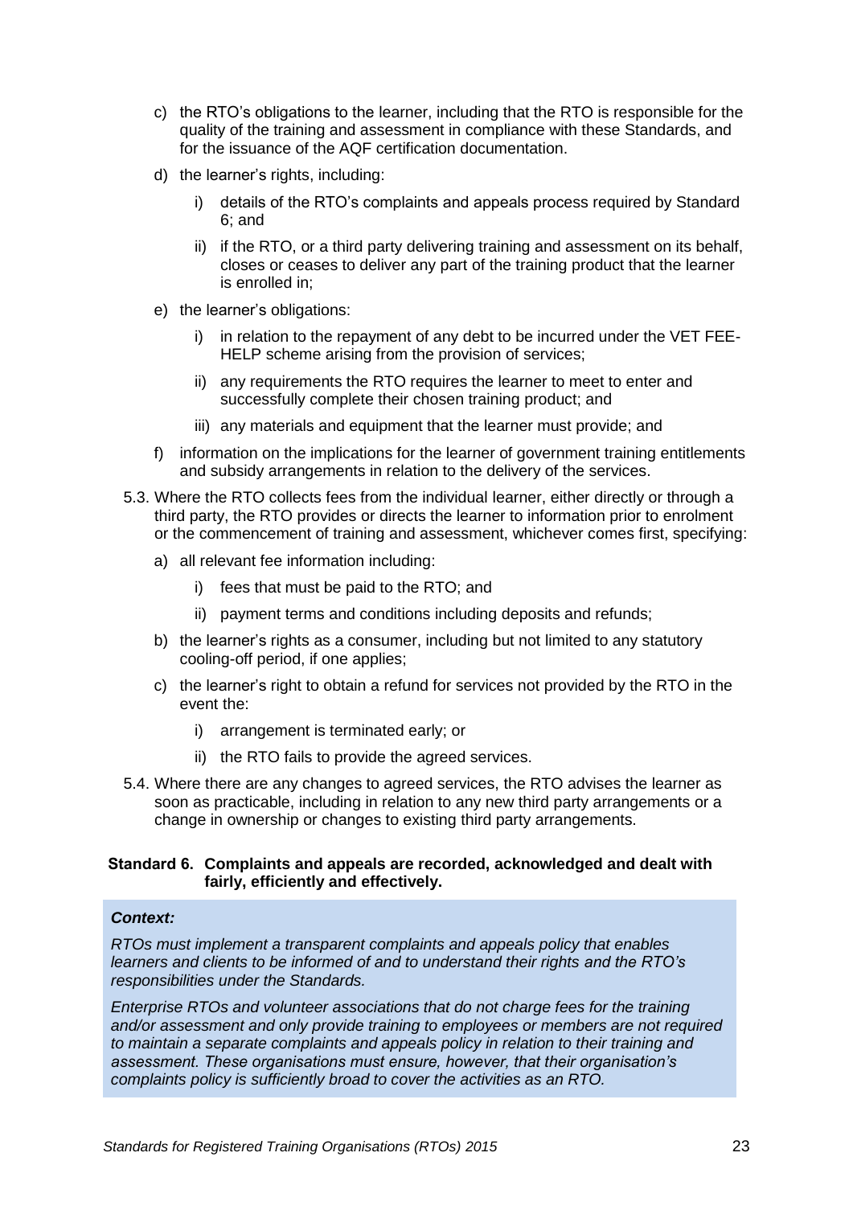c) the RTO's obligations to the learner, including that the RTO is responsible for the quality of the training and assessment in compliance with these Standards, and for the issuance of the AQF certification documentation.

d) the learner's rights, including:

   i) details of the RTO's complaints and appeals process required by Standard 6; and

   ii) if the RTO, or a third party delivering training and assessment on its behalf, closes or ceases to deliver any part of the training product that the learner is enrolled in;

e) the learner's obligations:

   i) in relation to the repayment of any debt to be incurred under the VET FEE-HELP scheme arising from the provision of services;

   ii) any requirements the RTO requires the learner to meet to enter and successfully complete their chosen training product; and

   iii) any materials and equipment that the learner must provide; and

f) information on the implications for the learner of government training entitlements and subsidy arrangements in relation to the delivery of the services.

5.3. Where the RTO collects fees from the individual learner, either directly or through a third party, the RTO provides or directs the learner to information prior to enrolment or the commencement of training and assessment, whichever comes first, specifying:

a) all relevant fee information including:

   i) fees that must be paid to the RTO; and

   ii) payment terms and conditions including deposits and refunds;

b) the learner's rights as a consumer, including but not limited to any statutory cooling-off period, if one applies;

c) the learner's right to obtain a refund for services not provided by the RTO in the event the:

   i) arrangement is terminated early; or

   ii) the RTO fails to provide the agreed services.

5.4. Where there are any changes to agreed services, the RTO advises the learner as soon as practicable, including in relation to any new third party arrangements or a change in ownership or changes to existing third party arrangements.

**Standard 6. Complaints and appeals are recorded, acknowledged and dealt with fairly, efficiently and effectively.**

***Context:***

*RTOs must implement a transparent complaints and appeals policy that enables learners and clients to be informed of and to understand their rights and the RTO's responsibilities under the Standards.*

*Enterprise RTOs and volunteer associations that do not charge fees for the training and/or assessment and only provide training to employees or members are not required to maintain a separate complaints and appeals policy in relation to their training and assessment. These organisations must ensure, however, that their organisation's complaints policy is sufficiently broad to cover the activities as an RTO.*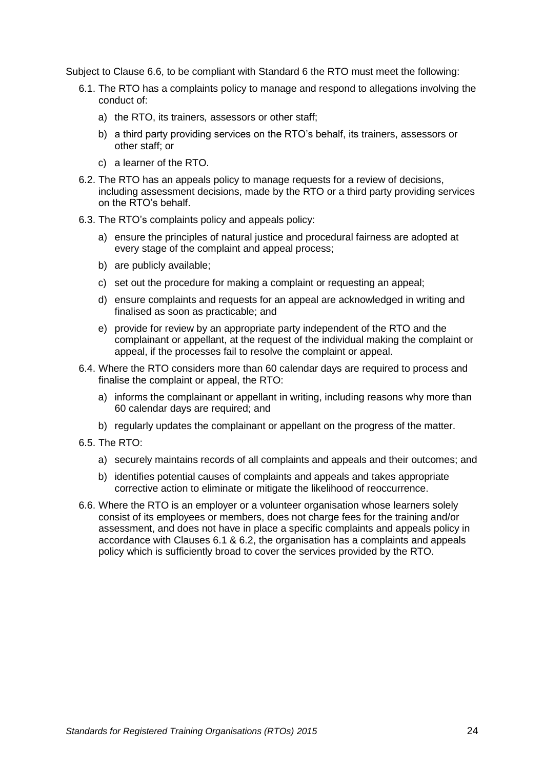Subject to Clause 6.6, to be compliant with Standard 6 the RTO must meet the following:

6.1. The RTO has a complaints policy to manage and respond to allegations involving the conduct of:

   a) the RTO, its trainers, assessors or other staff;

   b) a third party providing services on the RTO's behalf, its trainers, assessors or other staff; or

   c) a learner of the RTO.

6.2. The RTO has an appeals policy to manage requests for a review of decisions, including assessment decisions, made by the RTO or a third party providing services on the RTO's behalf.

6.3. The RTO's complaints policy and appeals policy:

   a) ensure the principles of natural justice and procedural fairness are adopted at every stage of the complaint and appeal process;

   b) are publicly available;

   c) set out the procedure for making a complaint or requesting an appeal;

   d) ensure complaints and requests for an appeal are acknowledged in writing and finalised as soon as practicable; and

   e) provide for review by an appropriate party independent of the RTO and the complainant or appellant, at the request of the individual making the complaint or appeal, if the processes fail to resolve the complaint or appeal.

6.4. Where the RTO considers more than 60 calendar days are required to process and finalise the complaint or appeal, the RTO:

   a) informs the complainant or appellant in writing, including reasons why more than 60 calendar days are required; and

   b) regularly updates the complainant or appellant on the progress of the matter.

6.5. The RTO:

   a) securely maintains records of all complaints and appeals and their outcomes; and

   b) identifies potential causes of complaints and appeals and takes appropriate corrective action to eliminate or mitigate the likelihood of reoccurrence.

6.6. Where the RTO is an employer or a volunteer organisation whose learners solely consist of its employees or members, does not charge fees for the training and/or assessment, and does not have in place a specific complaints and appeals policy in accordance with Clauses 6.1 & 6.2, the organisation has a complaints and appeals policy which is sufficiently broad to cover the services provided by the RTO.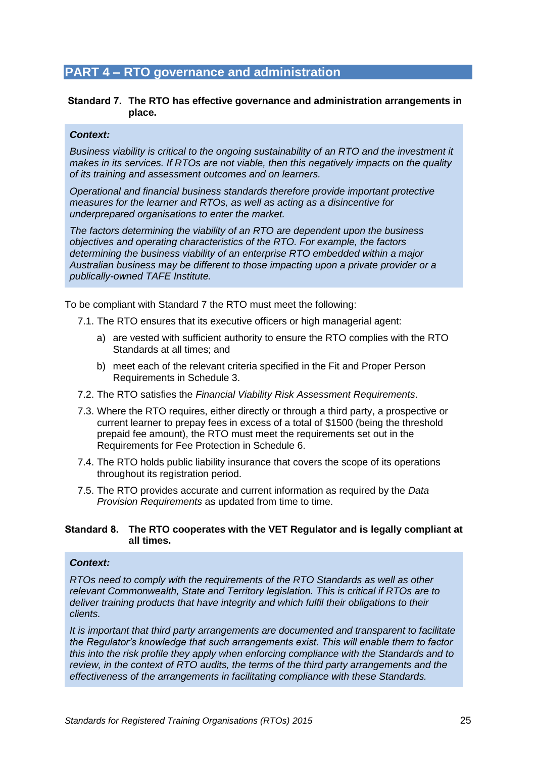## PART 4 – RTO governance and administration

**Standard 7. The RTO has effective governance and administration arrangements in place.**

> ***Context:***
>
> *Business viability is critical to the ongoing sustainability of an RTO and the investment it makes in its services. If RTOs are not viable, then this negatively impacts on the quality of its training and assessment outcomes and on learners.*
>
> *Operational and financial business standards therefore provide important protective measures for the learner and RTOs, as well as acting as a disincentive for underprepared organisations to enter the market.*
>
> *The factors determining the viability of an RTO are dependent upon the business objectives and operating characteristics of the RTO. For example, the factors determining the business viability of an enterprise RTO embedded within a major Australian business may be different to those impacting upon a private provider or a publically-owned TAFE Institute.*

To be compliant with Standard 7 the RTO must meet the following:

7.1. The RTO ensures that its executive officers or high managerial agent:

   a) are vested with sufficient authority to ensure the RTO complies with the RTO Standards at all times; and

   b) meet each of the relevant criteria specified in the Fit and Proper Person Requirements in Schedule 3.

7.2. The RTO satisfies the *Financial Viability Risk Assessment Requirements*.

7.3. Where the RTO requires, either directly or through a third party, a prospective or current learner to prepay fees in excess of a total of $1500 (being the threshold prepaid fee amount), the RTO must meet the requirements set out in the Requirements for Fee Protection in Schedule 6.

7.4. The RTO holds public liability insurance that covers the scope of its operations throughout its registration period.

7.5. The RTO provides accurate and current information as required by the *Data Provision Requirements* as updated from time to time.

**Standard 8. The RTO cooperates with the VET Regulator and is legally compliant at all times.**

> ***Context:***
>
> *RTOs need to comply with the requirements of the RTO Standards as well as other relevant Commonwealth, State and Territory legislation. This is critical if RTOs are to deliver training products that have integrity and which fulfil their obligations to their clients.*
>
> *It is important that third party arrangements are documented and transparent to facilitate the Regulator's knowledge that such arrangements exist. This will enable them to factor this into the risk profile they apply when enforcing compliance with the Standards and to review, in the context of RTO audits, the terms of the third party arrangements and the effectiveness of the arrangements in facilitating compliance with these Standards.*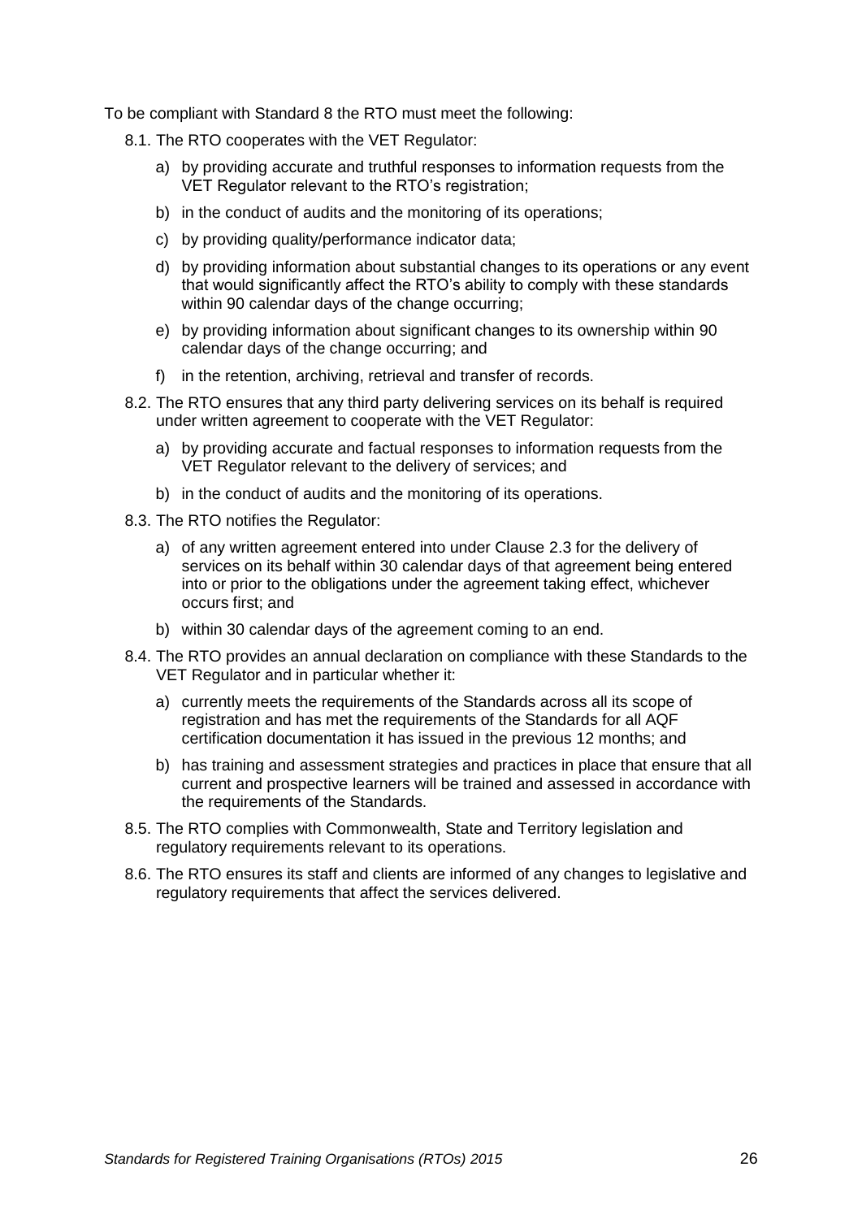To be compliant with Standard 8 the RTO must meet the following:

8.1. The RTO cooperates with the VET Regulator:

   a) by providing accurate and truthful responses to information requests from the VET Regulator relevant to the RTO's registration;

   b) in the conduct of audits and the monitoring of its operations;

   c) by providing quality/performance indicator data;

   d) by providing information about substantial changes to its operations or any event that would significantly affect the RTO's ability to comply with these standards within 90 calendar days of the change occurring;

   e) by providing information about significant changes to its ownership within 90 calendar days of the change occurring; and

   f) in the retention, archiving, retrieval and transfer of records.

8.2. The RTO ensures that any third party delivering services on its behalf is required under written agreement to cooperate with the VET Regulator:

   a) by providing accurate and factual responses to information requests from the VET Regulator relevant to the delivery of services; and

   b) in the conduct of audits and the monitoring of its operations.

8.3. The RTO notifies the Regulator:

   a) of any written agreement entered into under Clause 2.3 for the delivery of services on its behalf within 30 calendar days of that agreement being entered into or prior to the obligations under the agreement taking effect, whichever occurs first; and

   b) within 30 calendar days of the agreement coming to an end.

8.4. The RTO provides an annual declaration on compliance with these Standards to the VET Regulator and in particular whether it:

   a) currently meets the requirements of the Standards across all its scope of registration and has met the requirements of the Standards for all AQF certification documentation it has issued in the previous 12 months; and

   b) has training and assessment strategies and practices in place that ensure that all current and prospective learners will be trained and assessed in accordance with the requirements of the Standards.

8.5. The RTO complies with Commonwealth, State and Territory legislation and regulatory requirements relevant to its operations.

8.6. The RTO ensures its staff and clients are informed of any changes to legislative and regulatory requirements that affect the services delivered.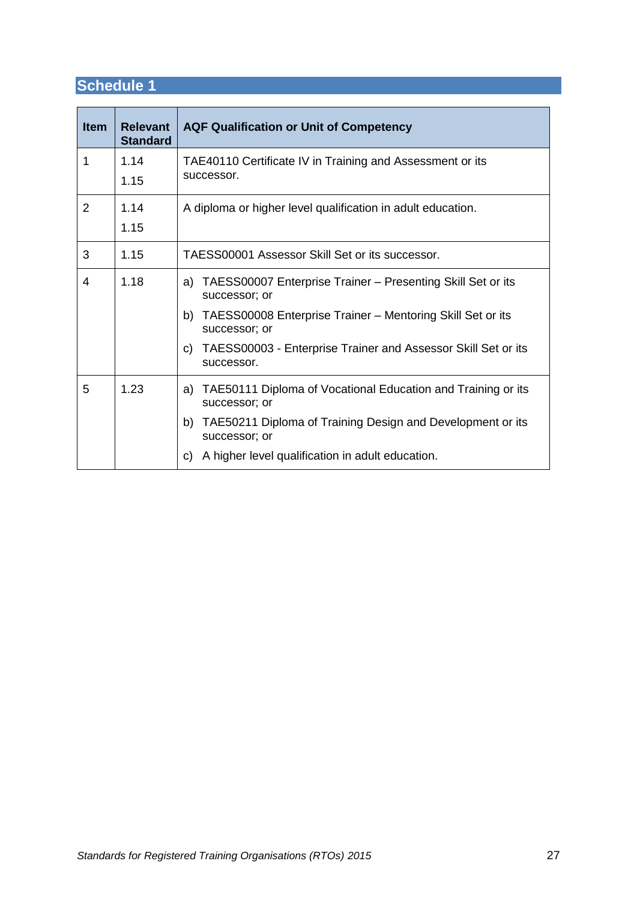## Schedule 1

| Item | Relevant Standard | AQF Qualification or Unit of Competency |
|---|---|---|
| 1 | 1.14<br>1.15 | TAE40110 Certificate IV in Training and Assessment or its successor. |
| 2 | 1.14<br>1.15 | A diploma or higher level qualification in adult education. |
| 3 | 1.15 | TAESS00001 Assessor Skill Set or its successor. |
| 4 | 1.18 | a) TAESS00007 Enterprise Trainer – Presenting Skill Set or its successor; or<br>b) TAESS00008 Enterprise Trainer – Mentoring Skill Set or its successor; or<br>c) TAESS00003 - Enterprise Trainer and Assessor Skill Set or its successor. |
| 5 | 1.23 | a) TAE50111 Diploma of Vocational Education and Training or its successor; or<br>b) TAE50211 Diploma of Training Design and Development or its successor; or<br>c) A higher level qualification in adult education. |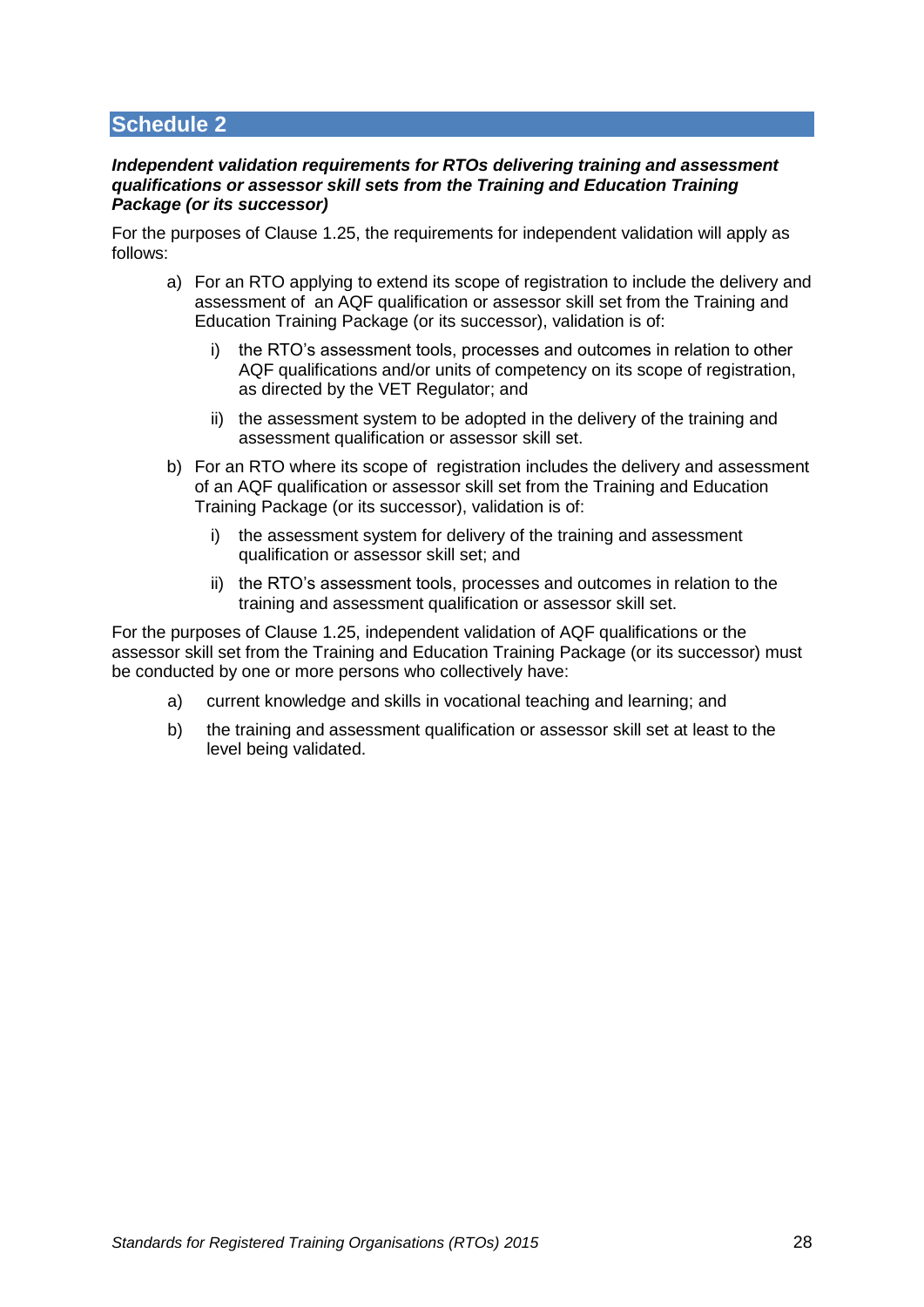## Schedule 2

***Independent validation requirements for RTOs delivering training and assessment qualifications or assessor skill sets from the Training and Education Training Package (or its successor)***

For the purposes of Clause 1.25, the requirements for independent validation will apply as follows:

a) For an RTO applying to extend its scope of registration to include the delivery and assessment of an AQF qualification or assessor skill set from the Training and Education Training Package (or its successor), validation is of:

   i) the RTO's assessment tools, processes and outcomes in relation to other AQF qualifications and/or units of competency on its scope of registration, as directed by the VET Regulator; and

   ii) the assessment system to be adopted in the delivery of the training and assessment qualification or assessor skill set.

b) For an RTO where its scope of registration includes the delivery and assessment of an AQF qualification or assessor skill set from the Training and Education Training Package (or its successor), validation is of:

   i) the assessment system for delivery of the training and assessment qualification or assessor skill set; and

   ii) the RTO's assessment tools, processes and outcomes in relation to the training and assessment qualification or assessor skill set.

For the purposes of Clause 1.25, independent validation of AQF qualifications or the assessor skill set from the Training and Education Training Package (or its successor) must be conducted by one or more persons who collectively have:

a) current knowledge and skills in vocational teaching and learning; and

b) the training and assessment qualification or assessor skill set at least to the level being validated.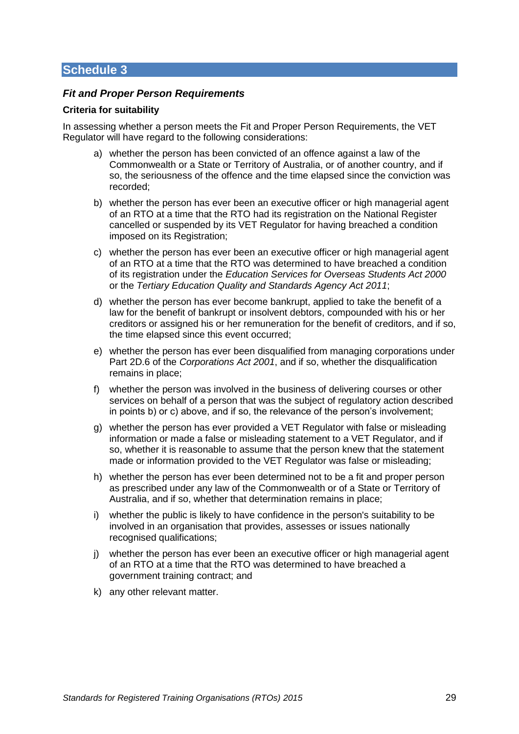# Schedule 3

## *Fit and Proper Person Requirements*

### Criteria for suitability

In assessing whether a person meets the Fit and Proper Person Requirements, the VET Regulator will have regard to the following considerations:

a) whether the person has been convicted of an offence against a law of the Commonwealth or a State or Territory of Australia, or of another country, and if so, the seriousness of the offence and the time elapsed since the conviction was recorded;

b) whether the person has ever been an executive officer or high managerial agent of an RTO at a time that the RTO had its registration on the National Register cancelled or suspended by its VET Regulator for having breached a condition imposed on its Registration;

c) whether the person has ever been an executive officer or high managerial agent of an RTO at a time that the RTO was determined to have breached a condition of its registration under the *Education Services for Overseas Students Act 2000* or the *Tertiary Education Quality and Standards Agency Act 2011*;

d) whether the person has ever become bankrupt, applied to take the benefit of a law for the benefit of bankrupt or insolvent debtors, compounded with his or her creditors or assigned his or her remuneration for the benefit of creditors, and if so, the time elapsed since this event occurred;

e) whether the person has ever been disqualified from managing corporations under Part 2D.6 of the *Corporations Act 2001*, and if so, whether the disqualification remains in place;

f) whether the person was involved in the business of delivering courses or other services on behalf of a person that was the subject of regulatory action described in points b) or c) above, and if so, the relevance of the person's involvement;

g) whether the person has ever provided a VET Regulator with false or misleading information or made a false or misleading statement to a VET Regulator, and if so, whether it is reasonable to assume that the person knew that the statement made or information provided to the VET Regulator was false or misleading;

h) whether the person has ever been determined not to be a fit and proper person as prescribed under any law of the Commonwealth or of a State or Territory of Australia, and if so, whether that determination remains in place;

i) whether the public is likely to have confidence in the person's suitability to be involved in an organisation that provides, assesses or issues nationally recognised qualifications;

j) whether the person has ever been an executive officer or high managerial agent of an RTO at a time that the RTO was determined to have breached a government training contract; and

k) any other relevant matter.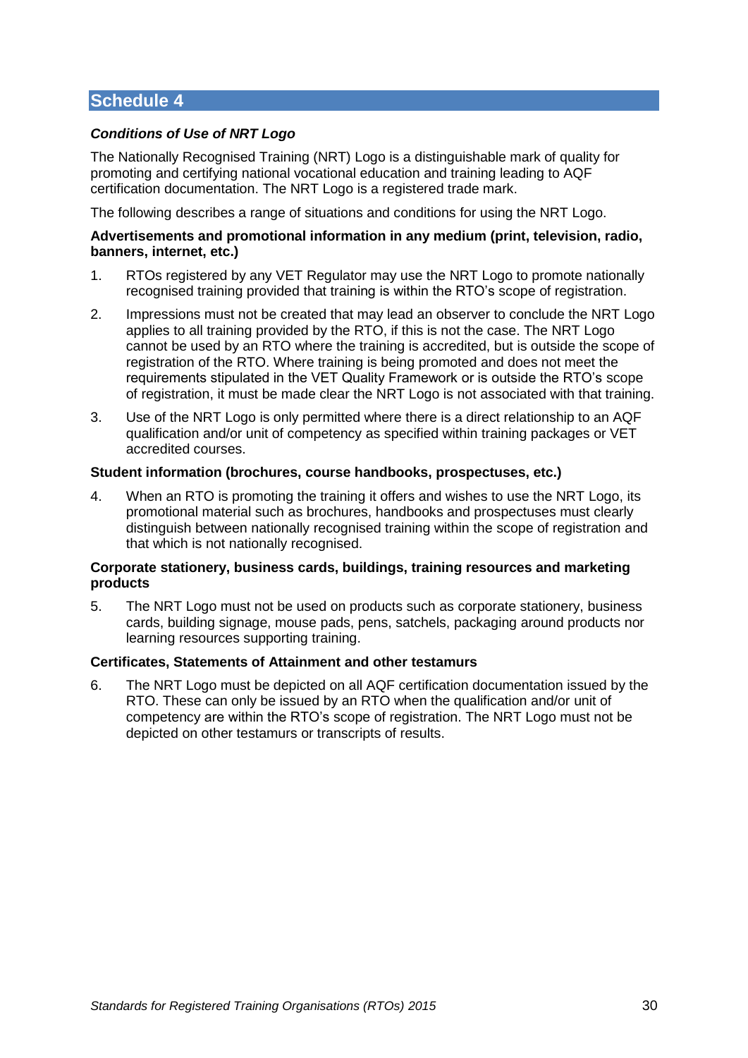## Schedule 4

***Conditions of Use of NRT Logo***

The Nationally Recognised Training (NRT) Logo is a distinguishable mark of quality for promoting and certifying national vocational education and training leading to AQF certification documentation. The NRT Logo is a registered trade mark.

The following describes a range of situations and conditions for using the NRT Logo.

**Advertisements and promotional information in any medium (print, television, radio, banners, internet, etc.)**

1. RTOs registered by any VET Regulator may use the NRT Logo to promote nationally recognised training provided that training is within the RTO's scope of registration.
2. Impressions must not be created that may lead an observer to conclude the NRT Logo applies to all training provided by the RTO, if this is not the case. The NRT Logo cannot be used by an RTO where the training is accredited, but is outside the scope of registration of the RTO. Where training is being promoted and does not meet the requirements stipulated in the VET Quality Framework or is outside the RTO's scope of registration, it must be made clear the NRT Logo is not associated with that training.
3. Use of the NRT Logo is only permitted where there is a direct relationship to an AQF qualification and/or unit of competency as specified within training packages or VET accredited courses.

**Student information (brochures, course handbooks, prospectuses, etc.)**

4. When an RTO is promoting the training it offers and wishes to use the NRT Logo, its promotional material such as brochures, handbooks and prospectuses must clearly distinguish between nationally recognised training within the scope of registration and that which is not nationally recognised.

**Corporate stationery, business cards, buildings, training resources and marketing products**

5. The NRT Logo must not be used on products such as corporate stationery, business cards, building signage, mouse pads, pens, satchels, packaging around products nor learning resources supporting training.

**Certificates, Statements of Attainment and other testamurs**

6. The NRT Logo must be depicted on all AQF certification documentation issued by the RTO. These can only be issued by an RTO when the qualification and/or unit of competency are within the RTO's scope of registration. The NRT Logo must not be depicted on other testamurs or transcripts of results.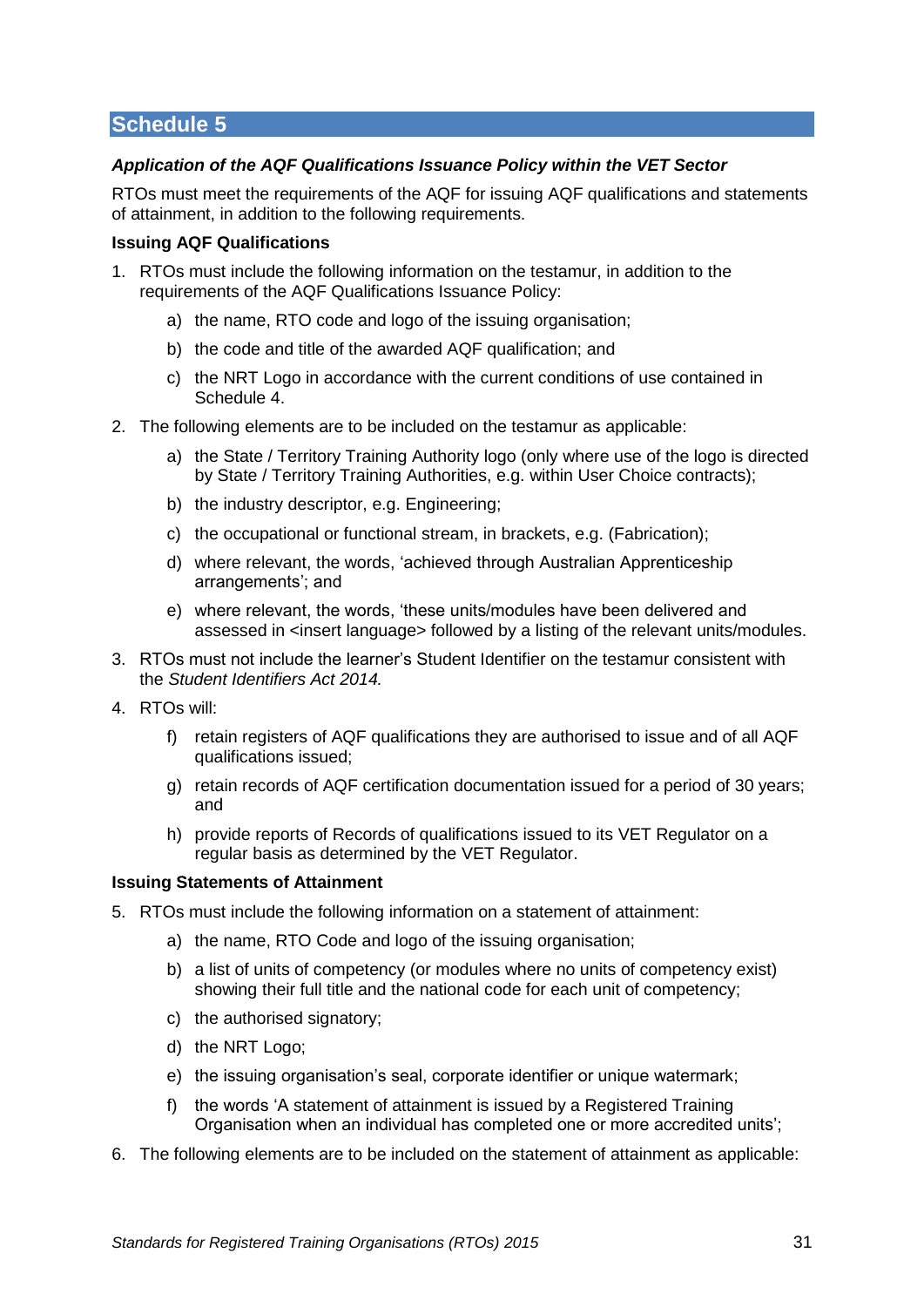## Schedule 5

***Application of the AQF Qualifications Issuance Policy within the VET Sector***

RTOs must meet the requirements of the AQF for issuing AQF qualifications and statements of attainment, in addition to the following requirements.

### Issuing AQF Qualifications

1. RTOs must include the following information on the testamur, in addition to the requirements of the AQF Qualifications Issuance Policy:
    a) the name, RTO code and logo of the issuing organisation;
    b) the code and title of the awarded AQF qualification; and
    c) the NRT Logo in accordance with the current conditions of use contained in Schedule 4.
2. The following elements are to be included on the testamur as applicable:
    a) the State / Territory Training Authority logo (only where use of the logo is directed by State / Territory Training Authorities, e.g. within User Choice contracts);
    b) the industry descriptor, e.g. Engineering;
    c) the occupational or functional stream, in brackets, e.g. (Fabrication);
    d) where relevant, the words, 'achieved through Australian Apprenticeship arrangements'; and
    e) where relevant, the words, 'these units/modules have been delivered and assessed in <insert language> followed by a listing of the relevant units/modules.
3. RTOs must not include the learner's Student Identifier on the testamur consistent with the *Student Identifiers Act 2014.*
4. RTOs will:
    f) retain registers of AQF qualifications they are authorised to issue and of all AQF qualifications issued;
    g) retain records of AQF certification documentation issued for a period of 30 years; and
    h) provide reports of Records of qualifications issued to its VET Regulator on a regular basis as determined by the VET Regulator.

### Issuing Statements of Attainment

5. RTOs must include the following information on a statement of attainment:
    a) the name, RTO Code and logo of the issuing organisation;
    b) a list of units of competency (or modules where no units of competency exist) showing their full title and the national code for each unit of competency;
    c) the authorised signatory;
    d) the NRT Logo;
    e) the issuing organisation's seal, corporate identifier or unique watermark;
    f) the words 'A statement of attainment is issued by a Registered Training Organisation when an individual has completed one or more accredited units';
6. The following elements are to be included on the statement of attainment as applicable: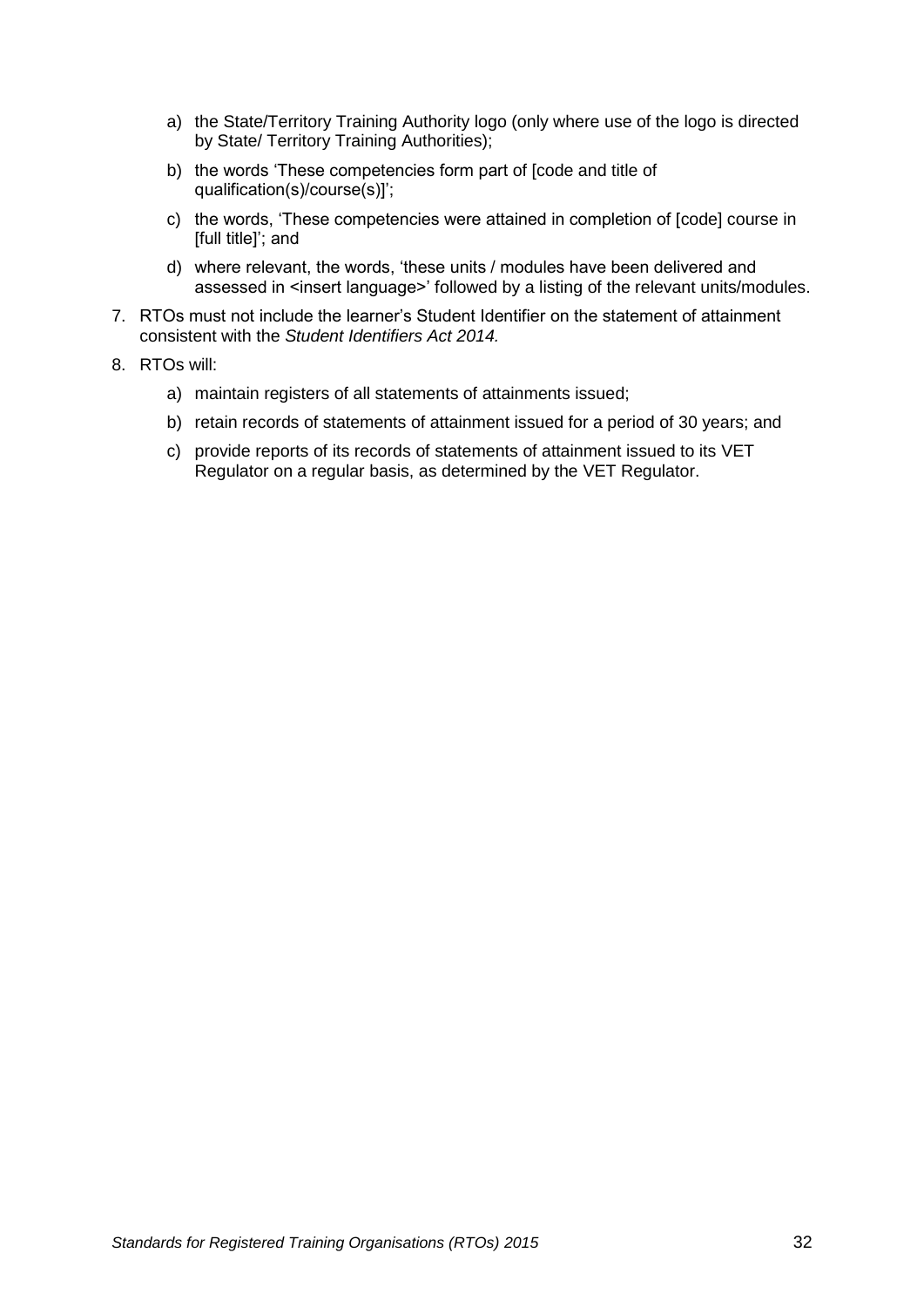a) the State/Territory Training Authority logo (only where use of the logo is directed by State/ Territory Training Authorities);

   b) the words 'These competencies form part of [code and title of qualification(s)/course(s)]';

   c) the words, 'These competencies were attained in completion of [code] course in [full title]'; and

   d) where relevant, the words, 'these units / modules have been delivered and assessed in <insert language>' followed by a listing of the relevant units/modules.

7. RTOs must not include the learner's Student Identifier on the statement of attainment consistent with the *Student Identifiers Act 2014.*

8. RTOs will:

   a) maintain registers of all statements of attainments issued;

   b) retain records of statements of attainment issued for a period of 30 years; and

   c) provide reports of its records of statements of attainment issued to its VET Regulator on a regular basis, as determined by the VET Regulator.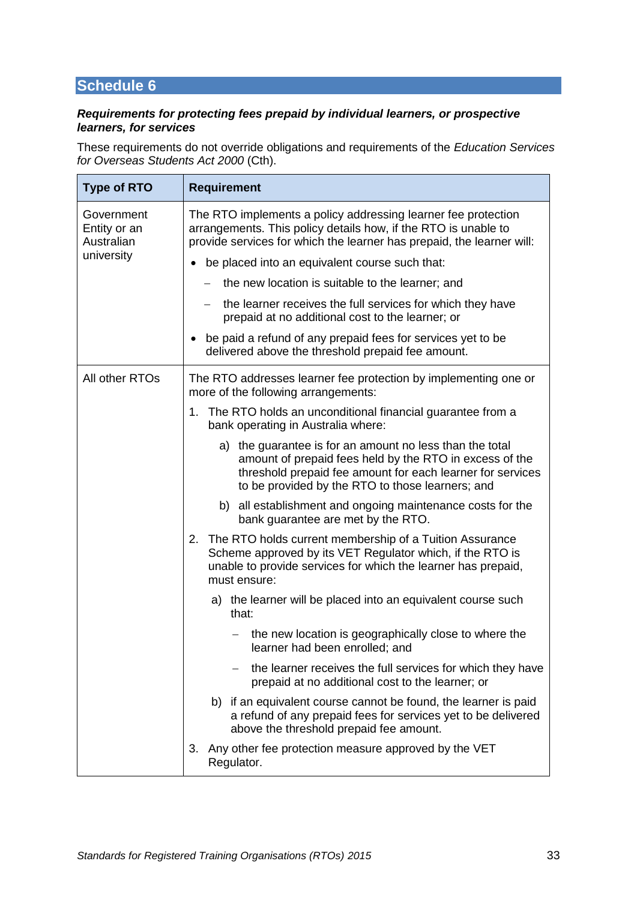## Schedule 6

***Requirements for protecting fees prepaid by individual learners, or prospective learners, for services***

These requirements do not override obligations and requirements of the *Education Services for Overseas Students Act 2000* (Cth).

| Type of RTO | Requirement |
|---|---|
| Government Entity or an Australian university | The RTO implements a policy addressing learner fee protection arrangements. This policy details how, if the RTO is unable to provide services for which the learner has prepaid, the learner will:<br>• be placed into an equivalent course such that:<br>– the new location is suitable to the learner; and<br>– the learner receives the full services for which they have prepaid at no additional cost to the learner; or<br>• be paid a refund of any prepaid fees for services yet to be delivered above the threshold prepaid fee amount. |
| All other RTOs | The RTO addresses learner fee protection by implementing one or more of the following arrangements:<br>1. The RTO holds an unconditional financial guarantee from a bank operating in Australia where:<br>a) the guarantee is for an amount no less than the total amount of prepaid fees held by the RTO in excess of the threshold prepaid fee amount for each learner for services to be provided by the RTO to those learners; and<br>b) all establishment and ongoing maintenance costs for the bank guarantee are met by the RTO.<br>2. The RTO holds current membership of a Tuition Assurance Scheme approved by its VET Regulator which, if the RTO is unable to provide services for which the learner has prepaid, must ensure:<br>a) the learner will be placed into an equivalent course such that:<br>– the new location is geographically close to where the learner had been enrolled; and<br>– the learner receives the full services for which they have prepaid at no additional cost to the learner; or<br>b) if an equivalent course cannot be found, the learner is paid a refund of any prepaid fees for services yet to be delivered above the threshold prepaid fee amount.<br>3. Any other fee protection measure approved by the VET Regulator. |